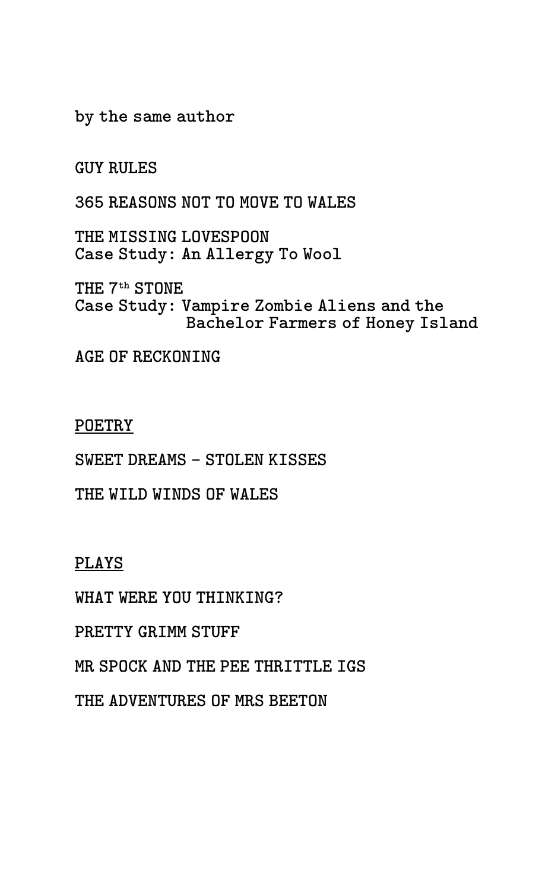by the same author

GUY RULES

365 REASONS NOT TO MOVE TO WALES

THE MISSING LOVESPOON
Case Study: An Allergy To Wool

THE 7th STONE
Case Study: Vampire Zombie Aliens and the Bachelor Farmers of Honey Island

AGE OF RECKONING

<u>POETRY</u>

SWEET DREAMS - STOLEN KISSES

THE WILD WINDS OF WALES

<u>PLAYS</u>

WHAT WERE YOU THINKING?

PRETTY GRIMM STUFF

MR SPOCK AND THE PEE THRITTLE IGS

THE ADVENTURES OF MRS BEETON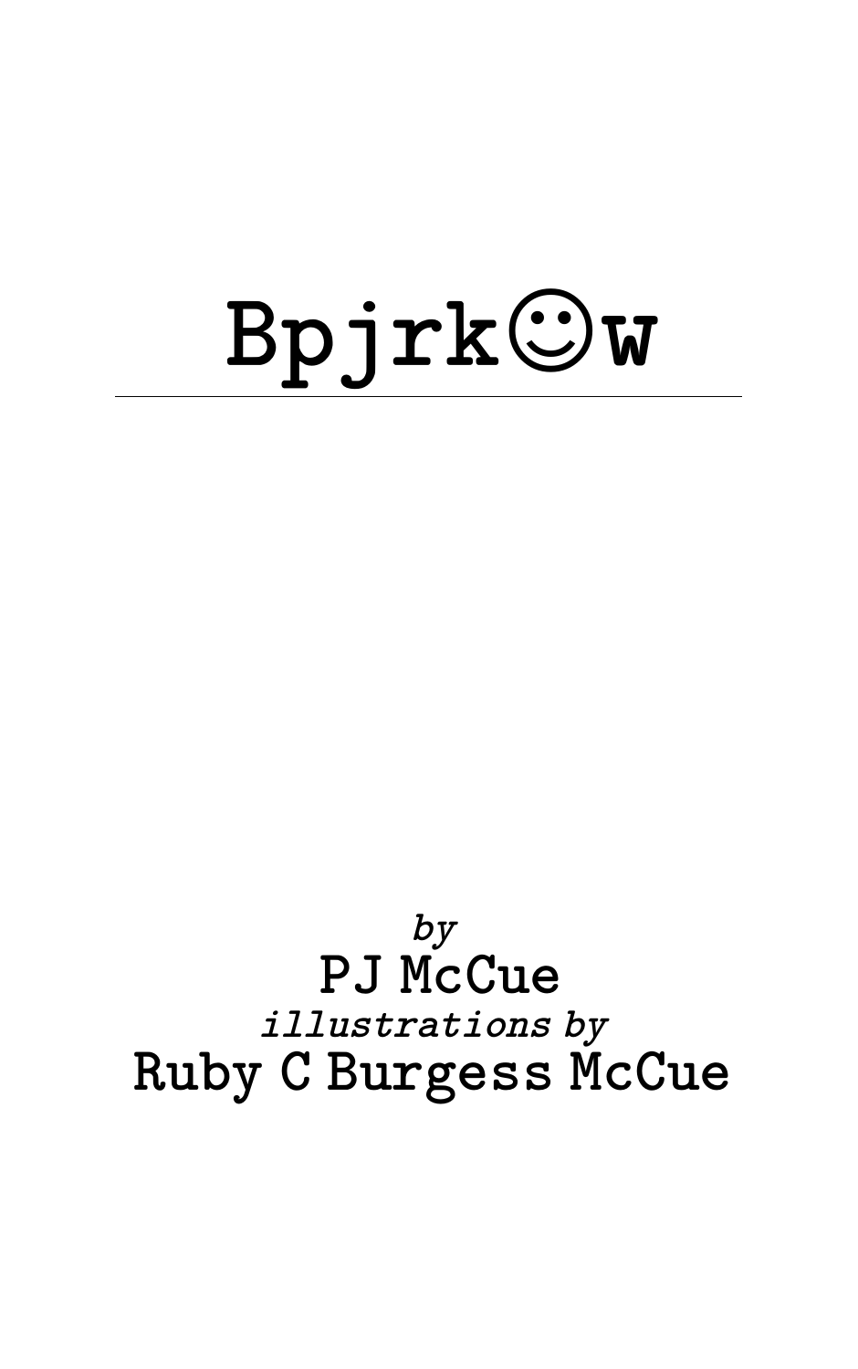# Bpjrk☺w

*by*

PJ McCue

*illustrations by*

Ruby C Burgess McCue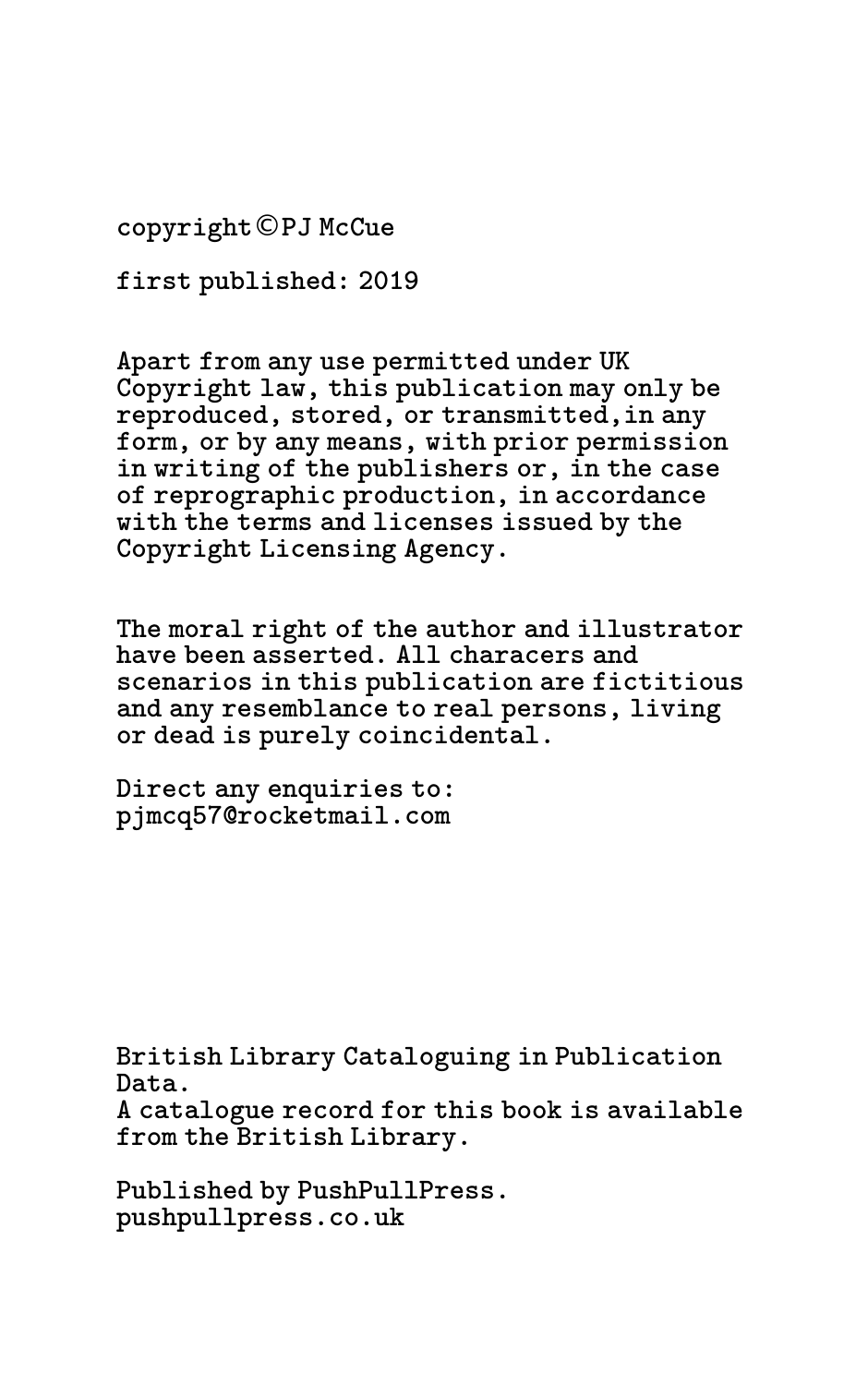copyright © PJ McCue

first published: 2019

Apart from any use permitted under UK Copyright law, this publication may only be reproduced, stored, or transmitted,in any form, or by any means, with prior permission in writing of the publishers or, in the case of reprographic production, in accordance with the terms and licenses issued by the Copyright Licensing Agency.

The moral right of the author and illustrator have been asserted. All characers and scenarios in this publication are fictitious and any resemblance to real persons, living or dead is purely coincidental.

Direct any enquiries to:
pjmcq57@rocketmail.com

British Library Cataloguing in Publication Data.
A catalogue record for this book is available from the British Library.

Published by PushPullPress.
pushpullpress.co.uk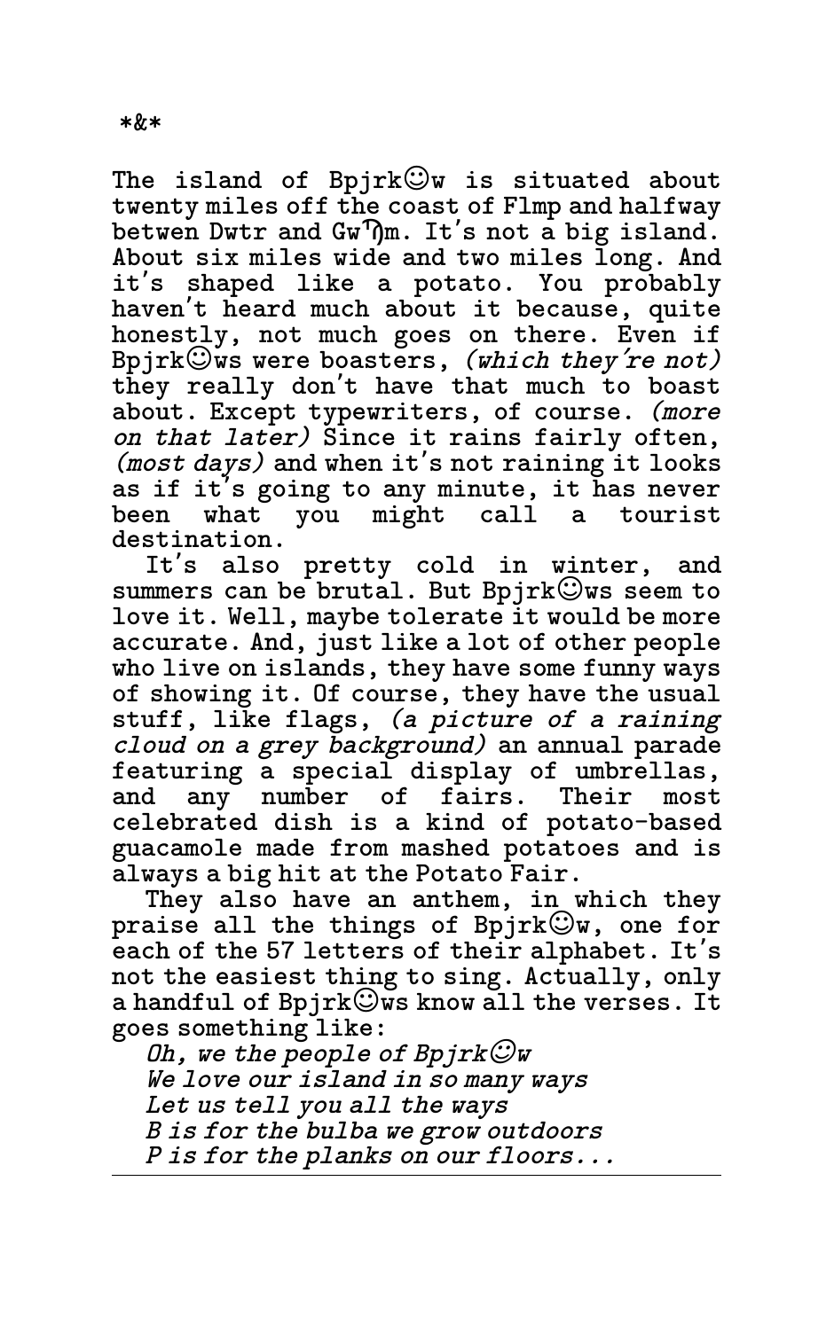*&*

The island of Bpjrk☺w is situated about twenty miles off the coast of Flmp and halfway betwen Dwtr and Gw꙳m. It's not a big island. About six miles wide and two miles long. And it's shaped like a potato. You probably haven't heard much about it because, quite honestly, not much goes on there. Even if Bpjrk☺ws were boasters, *(which they're not)* they really don't have that much to boast about. Except typewriters, of course. *(more on that later)* Since it rains fairly often, *(most days)* and when it's not raining it looks as if it's going to any minute, it has never been what you might call a tourist destination.

It's also pretty cold in winter, and summers can be brutal. But Bpjrk☺ws seem to love it. Well, maybe tolerate it would be more accurate. And, just like a lot of other people who live on islands, they have some funny ways of showing it. Of course, they have the usual stuff, like flags, *(a picture of a raining cloud on a grey background)* an annual parade featuring a special display of umbrellas, and any number of fairs. Their most celebrated dish is a kind of potato-based guacamole made from mashed potatoes and is always a big hit at the Potato Fair.

They also have an anthem, in which they praise all the things of Bpjrk☺w, one for each of the 57 letters of their alphabet. It's not the easiest thing to sing. Actually, only a handful of Bpjrk☺ws know all the verses. It goes something like:

*Oh, we the people of Bpjrk☺w*
*We love our island in so many ways*
*Let us tell you all the ways*
*B is for the bulba we grow outdoors*
*P is for the planks on our floors...*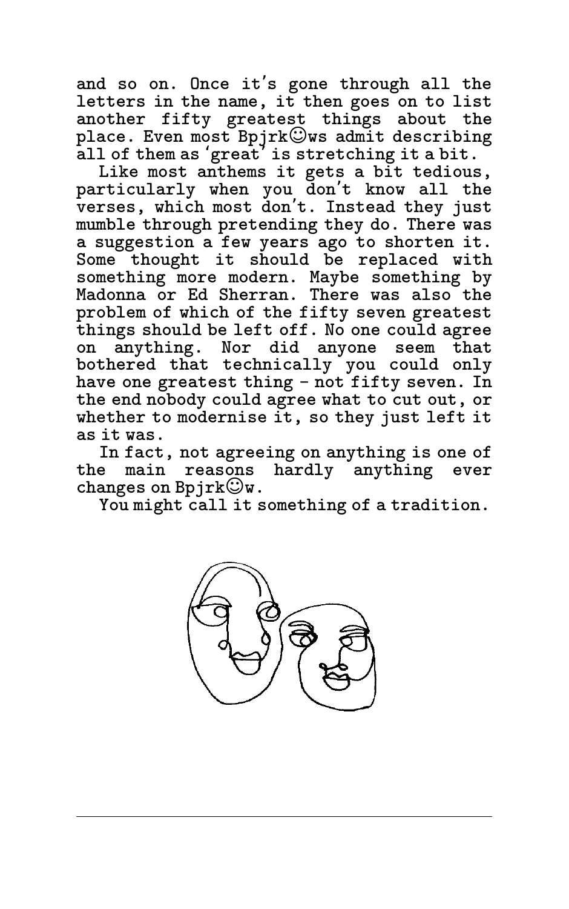and so on. Once it's gone through all the letters in the name, it then goes on to list another fifty greatest things about the place. Even most Bpjrk☺ws admit describing all of them as 'great' is stretching it a bit.

Like most anthems it gets a bit tedious, particularly when you don't know all the verses, which most don't. Instead they just mumble through pretending they do. There was a suggestion a few years ago to shorten it. Some thought it should be replaced with something more modern. Maybe something by Madonna or Ed Sherran. There was also the problem of which of the fifty seven greatest things should be left off. No one could agree on anything. Nor did anyone seem that bothered that technically you could only have one greatest thing - not fifty seven. In the end nobody could agree what to cut out, or whether to modernise it, so they just left it as it was.

In fact, not agreeing on anything is one of the main reasons hardly anything ever changes on Bpjrk☺w.

You might call it something of a tradition.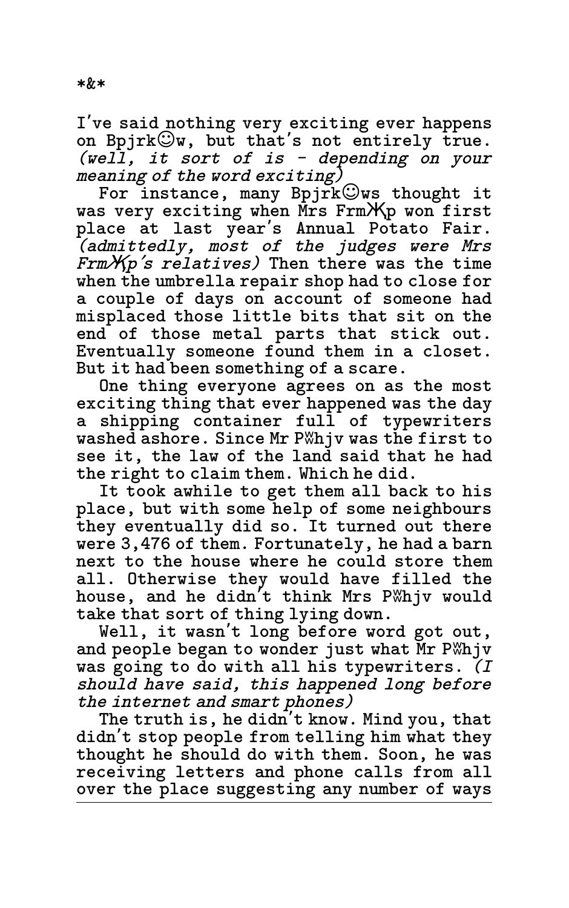*&*

I've said nothing very exciting ever happens on Bpjrk☺w, but that's not entirely true. *(well, it sort of is – depending on your meaning of the word exciting)*

For instance, many Bpjrk☺ws thought it was very exciting when Mrs FrmӜp won first place at last year's Annual Potato Fair. *(admittedly, most of the judges were Mrs FrmӜp's relatives)* Then there was the time when the umbrella repair shop had to close for a couple of days on account of someone had misplaced those little bits that sit on the end of those metal parts that stick out. Eventually someone found them in a closet. But it had been something of a scare.

One thing everyone agrees on as the most exciting thing that ever happened was the day a shipping container full of typewriters washed ashore. Since Mr P₩hjv was the first to see it, the law of the land said that he had the right to claim them. Which he did.

It took awhile to get them all back to his place, but with some help of some neighbours they eventually did so. It turned out there were 3,476 of them. Fortunately, he had a barn next to the house where he could store them all. Otherwise they would have filled the house, and he didn't think Mrs P₩hjv would take that sort of thing lying down.

Well, it wasn't long before word got out, and people began to wonder just what Mr P₩hjv was going to do with all his typewriters. *(I should have said, this happened long before the internet and smart phones)*

The truth is, he didn't know. Mind you, that didn't stop people from telling him what they thought he should do with them. Soon, he was receiving letters and phone calls from all over the place suggesting any number of ways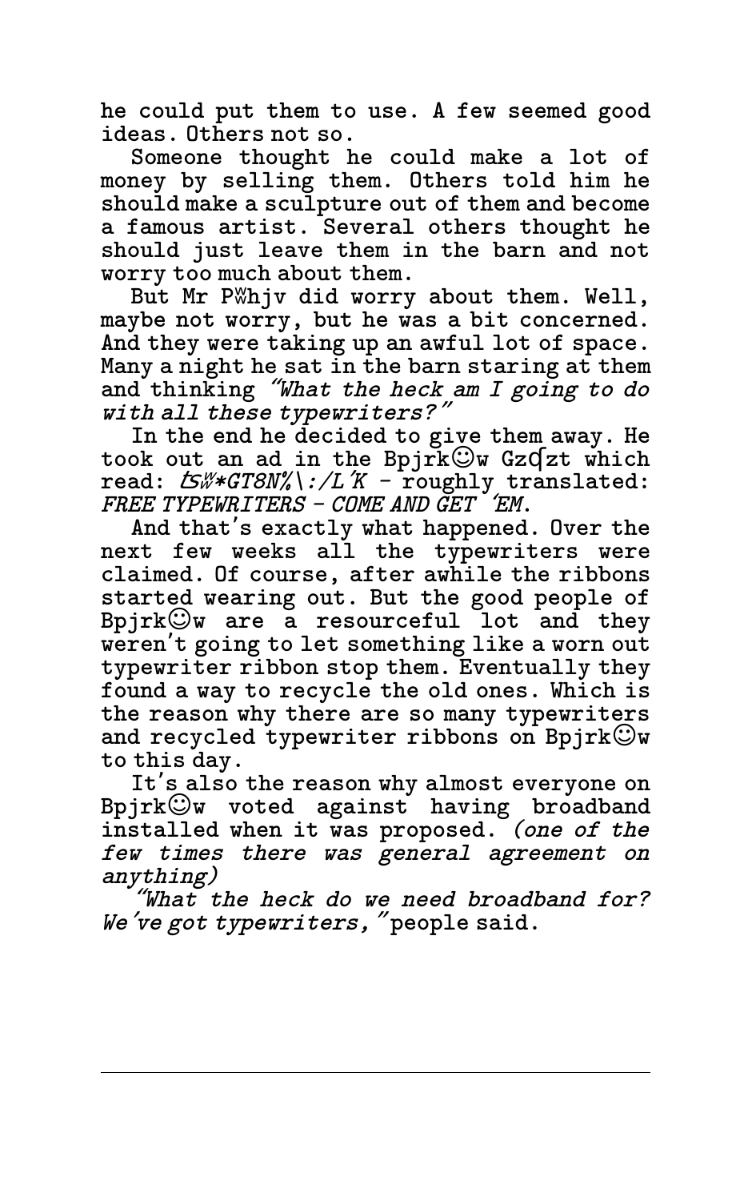he could put them to use. A few seemed good ideas. Others not so.

Someone thought he could make a lot of money by selling them. Others told him he should make a sculpture out of them and become a famous artist. Several others thought he should just leave them in the barn and not worry too much about them.

But Mr P₩hjv did worry about them. Well, maybe not worry, but he was a bit concerned. And they were taking up an awful lot of space. Many a night he sat in the barn staring at them and thinking *"What the heck am I going to do with all these typewriters?"*

In the end he decided to give them away. He took out an ad in the Bpjrk☺w Gzɋzt which read: *₺Ṣ₩*GT8N%\:/L′K* – roughly translated: *FREE TYPEWRITERS – COME AND GET ′EM.*

And that′s exactly what happened. Over the next few weeks all the typewriters were claimed. Of course, after awhile the ribbons started wearing out. But the good people of Bpjrk☺w are a resourceful lot and they weren′t going to let something like a worn out typewriter ribbon stop them. Eventually they found a way to recycle the old ones. Which is the reason why there are so many typewriters and recycled typewriter ribbons on Bpjrk☺w to this day.

It′s also the reason why almost everyone on Bpjrk☺w voted against having broadband installed when it was proposed. *(one of the few times there was general agreement on anything)*

*"What the heck do we need broadband for? We′ve got typewriters,"* people said.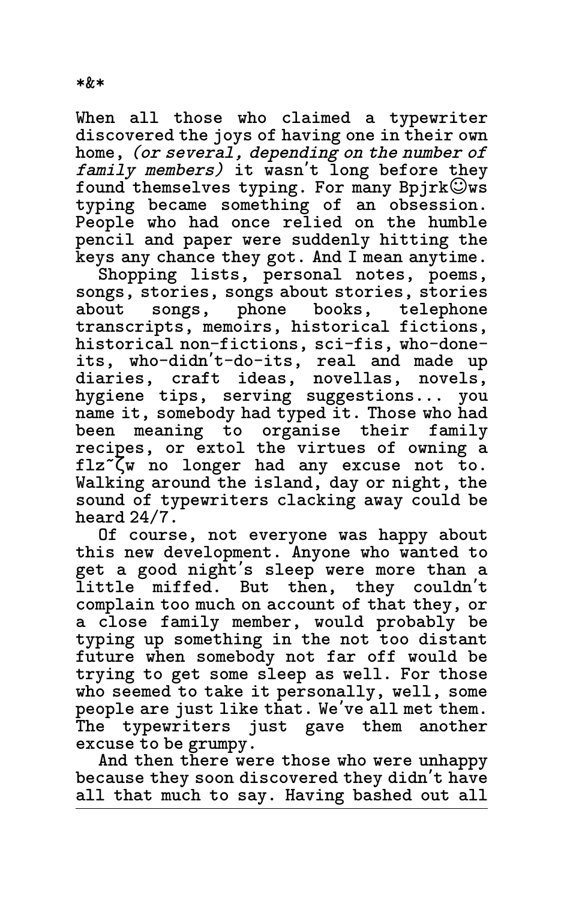*&*

When all those who claimed a typewriter discovered the joys of having one in their own home, *(or several, depending on the number of family members)* it wasn't long before they found themselves typing. For many Bpjrk☺ws typing became something of an obsession. People who had once relied on the humble pencil and paper were suddenly hitting the keys any chance they got. And I mean anytime.

Shopping lists, personal notes, poems, songs, stories, songs about stories, stories about songs, phone books, telephone transcripts, memoirs, historical fictions, historical non-fictions, sci-fis, who-done-its, who-didn't-do-its, real and made up diaries, craft ideas, novellas, novels, hygiene tips, serving suggestions... you name it, somebody had typed it. Those who had been meaning to organise their family recipes, or extol the virtues of owning a flz˜ζw no longer had any excuse not to. Walking around the island, day or night, the sound of typewriters clacking away could be heard 24/7.

Of course, not everyone was happy about this new development. Anyone who wanted to get a good night's sleep were more than a little miffed. But then, they couldn't complain too much on account of that they, or a close family member, would probably be typing up something in the not too distant future when somebody not far off would be trying to get some sleep as well. For those who seemed to take it personally, well, some people are just like that. We've all met them. The typewriters just gave them another excuse to be grumpy.

And then there were those who were unhappy because they soon discovered they didn't have all that much to say. Having bashed out all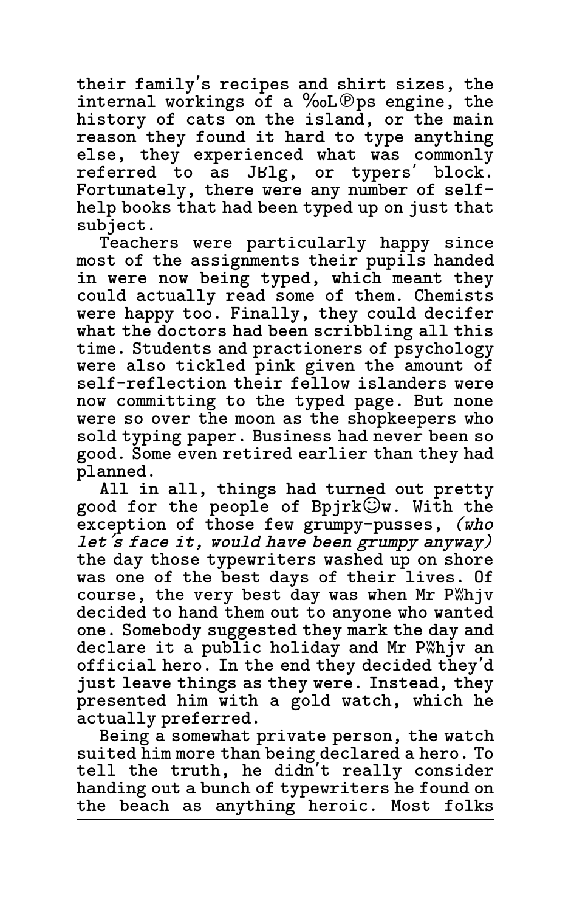their family's recipes and shirt sizes, the internal workings of a ‰L℗ps engine, the history of cats on the island, or the main reason they found it hard to type anything else, they experienced what was commonly referred to as JɃlg, or typers' block. Fortunately, there were any number of self-help books that had been typed up on just that subject.

Teachers were particularly happy since most of the assignments their pupils handed in were now being typed, which meant they could actually read some of them. Chemists were happy too. Finally, they could decifer what the doctors had been scribbling all this time. Students and practioners of psychology were also tickled pink given the amount of self-reflection their fellow islanders were now committing to the typed page. But none were so over the moon as the shopkeepers who sold typing paper. Business had never been so good. Some even retired earlier than they had planned.

All in all, things had turned out pretty good for the people of Bpjrk☺w. With the exception of those few grumpy-pusses, *(who let's face it, would have been grumpy anyway)* the day those typewriters washed up on shore was one of the best days of their lives. Of course, the very best day was when Mr P🆆hjv decided to hand them out to anyone who wanted one. Somebody suggested they mark the day and declare it a public holiday and Mr P🆆hjv an official hero. In the end they decided they'd just leave things as they were. Instead, they presented him with a gold watch, which he actually preferred.

Being a somewhat private person, the watch suited him more than being declared a hero. To tell the truth, he didn't really consider handing out a bunch of typewriters he found on the beach as anything heroic. Most folks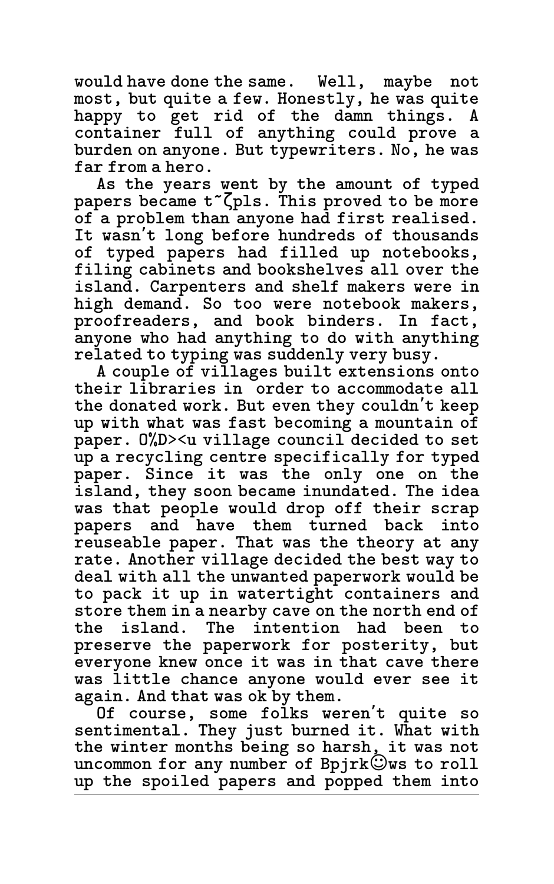would have done the same. Well, maybe not most, but quite a few. Honestly, he was quite happy to get rid of the damn things. A container full of anything could prove a burden on anyone. But typewriters. No, he was far from a hero.

As the years went by the amount of typed papers became t˜ζpls. This proved to be more of a problem than anyone had first realised. It wasn't long before hundreds of thousands of typed papers had filled up notebooks, filing cabinets and bookshelves all over the island. Carpenters and shelf makers were in high demand. So too were notebook makers, proofreaders, and book binders. In fact, anyone who had anything to do with anything related to typing was suddenly very busy.

A couple of villages built extensions onto their libraries in order to accommodate all the donated work. But even they couldn't keep up with what was fast becoming a mountain of paper. O%D><u village council decided to set up a recycling centre specifically for typed paper. Since it was the only one on the island, they soon became inundated. The idea was that people would drop off their scrap papers and have them turned back into reuseable paper. That was the theory at any rate. Another village decided the best way to deal with all the unwanted paperwork would be to pack it up in watertight containers and store them in a nearby cave on the north end of the island. The intention had been to preserve the paperwork for posterity, but everyone knew once it was in that cave there was little chance anyone would ever see it again. And that was ok by them.

Of course, some folks weren't quite so sentimental. They just burned it. What with the winter months being so harsh, it was not uncommon for any number of Bpjrk☺ws to roll up the spoiled papers and popped them into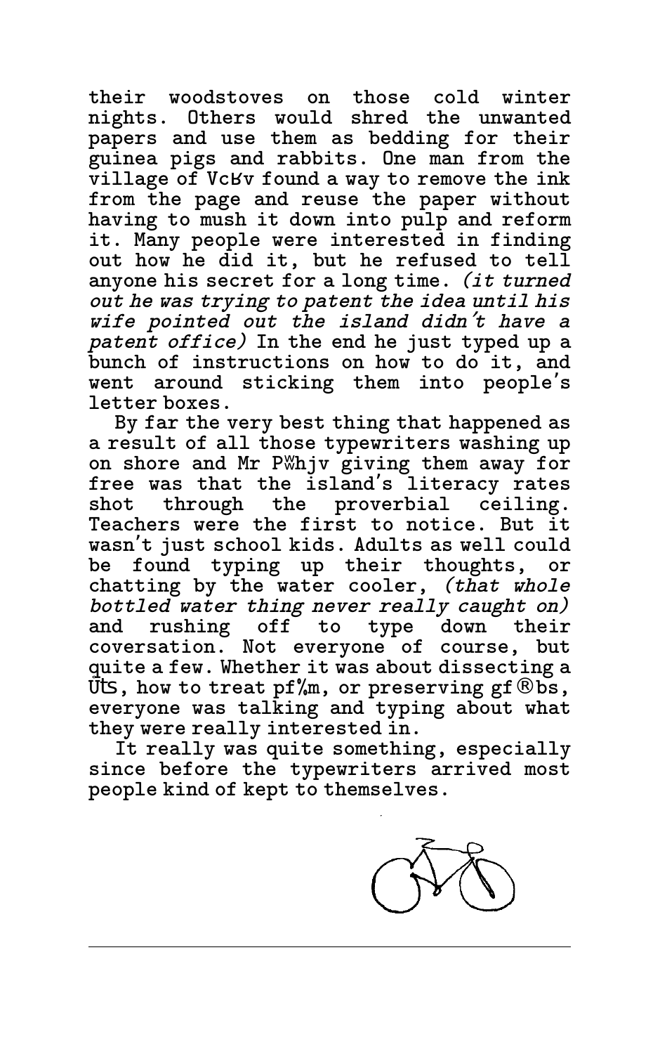their woodstoves on those cold winter nights. Others would shred the unwanted papers and use them as bedding for their guinea pigs and rabbits. One man from the village of VcЪv found a way to remove the ink from the page and reuse the paper without having to mush it down into pulp and reform it. Many people were interested in finding out how he did it, but he refused to tell anyone his secret for a long time. *(it turned out he was trying to patent the idea until his wife pointed out the island didn't have a patent office)* In the end he just typed up a bunch of instructions on how to do it, and went around sticking them into people's letter boxes.

By far the very best thing that happened as a result of all those typewriters washing up on shore and Mr P₩hjv giving them away for free was that the island's literacy rates shot through the proverbial ceiling. Teachers were the first to notice. But it wasn't just school kids. Adults as well could be found typing up their thoughts, or chatting by the water cooler, *(that whole bottled water thing never really caught on)* and rushing off to type down their coversation. Not everyone of course, but quite a few. Whether it was about dissecting a Ûts, how to treat pf‰m, or preserving gf®bs, everyone was talking and typing about what they were really interested in.

It really was quite something, especially since before the typewriters arrived most people kind of kept to themselves.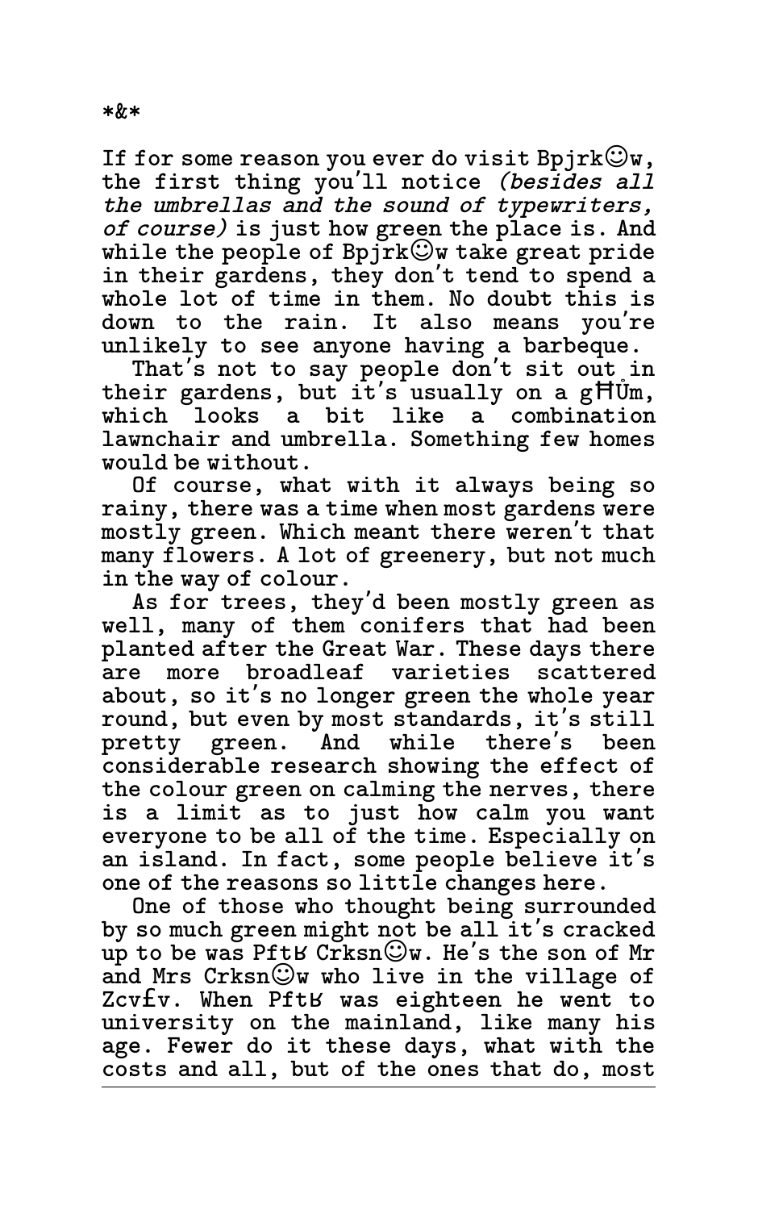*&*

If for some reason you ever do visit Bpjrk☺w, the first thing you'll notice *(besides all the umbrellas and the sound of typewriters, of course)* is just how green the place is. And while the people of Bpjrk☺w take great pride in their gardens, they don't tend to spend a whole lot of time in them. No doubt this is down to the rain. It also means you're unlikely to see anyone having a barbeque.

That's not to say people don't sit out in their gardens, but it's usually on a gĦŮm, which looks a bit like a combination lawnchair and umbrella. Something few homes would be without.

Of course, what with it always being so rainy, there was a time when most gardens were mostly green. Which meant there weren't that many flowers. A lot of greenery, but not much in the way of colour.

As for trees, they'd been mostly green as well, many of them conifers that had been planted after the Great War. These days there are more broadleaf varieties scattered about, so it's no longer green the whole year round, but even by most standards, it's still pretty green. And while there's been considerable research showing the effect of the colour green on calming the nerves, there is a limit as to just how calm you want everyone to be all of the time. Especially on an island. In fact, some people believe it's one of the reasons so little changes here.

One of those who thought being surrounded by so much green might not be all it's cracked up to be was Pftʁ Crksn☺w. He's the son of Mr and Mrs Crksn☺w who live in the village of Zcv£v. When Pftʁ was eighteen he went to university on the mainland, like many his age. Fewer do it these days, what with the costs and all, but of the ones that do, most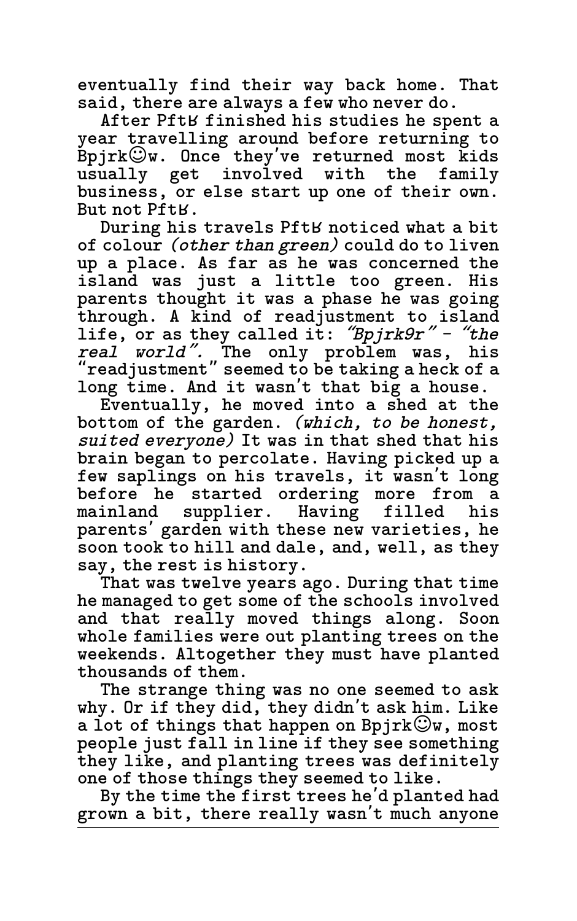eventually find their way back home. That said, there are always a few who never do.

After PftʁK finished his studies he spent a year travelling around before returning to Bpjrk☺w. Once they've returned most kids usually get involved with the family business, or else start up one of their own. But not PftʁK.

During his travels PftʁK noticed what a bit of colour *(other than green)* could do to liven up a place. As far as he was concerned the island was just a little too green. His parents thought it was a phase he was going through. A kind of readjustment to island life, or as they called it: *"Bpjrk9r" - "the real world".* The only problem was, his "readjustment" seemed to be taking a heck of a long time. And it wasn't that big a house.

Eventually, he moved into a shed at the bottom of the garden. *(which, to be honest, suited everyone)* It was in that shed that his brain began to percolate. Having picked up a few saplings on his travels, it wasn't long before he started ordering more from a mainland supplier. Having filled his parents' garden with these new varieties, he soon took to hill and dale, and, well, as they say, the rest is history.

That was twelve years ago. During that time he managed to get some of the schools involved and that really moved things along. Soon whole families were out planting trees on the weekends. Altogether they must have planted thousands of them.

The strange thing was no one seemed to ask why. Or if they did, they didn't ask him. Like a lot of things that happen on Bpjrk☺w, most people just fall in line if they see something they like, and planting trees was definitely one of those things they seemed to like.

By the time the first trees he'd planted had grown a bit, there really wasn't much anyone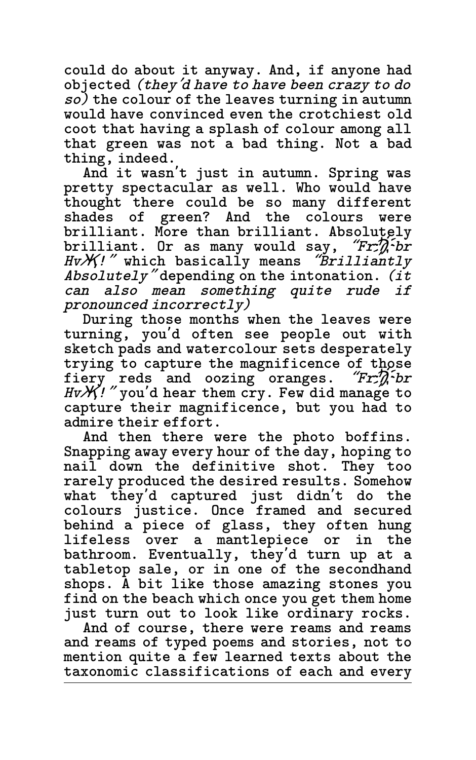could do about it anyway. And, if anyone had objected *(they'd have to have been crazy to do so)* the colour of the leaves turning in autumn would have convinced even the crotchiest old coot that having a splash of colour among all that green was not a bad thing. Not a bad thing, indeed.

And it wasn't just in autumn. Spring was pretty spectacular as well. Who would have thought there could be so many different shades of green? And the colours were brilliant. More than brilliant. Absolutely brilliant. Or as many would say, *"Fr꞉ᷤ̈ꝑ̈br Hv✗ᛕ!"* which basically means *"Brilliantly Absolutely"* depending on the intonation. *(it can also mean something quite rude if pronounced incorrectly)*

During those months when the leaves were turning, you'd often see people out with sketch pads and watercolour sets desperately trying to capture the magnificence of those fiery reds and oozing oranges. *"Fr꞉ᷤ̈ꝑ̈br Hv✗ᛕ!"* you'd hear them cry. Few did manage to capture their magnificence, but you had to admire their effort.

And then there were the photo boffins. Snapping away every hour of the day, hoping to nail down the definitive shot. They too rarely produced the desired results. Somehow what they'd captured just didn't do the colours justice. Once framed and secured behind a piece of glass, they often hung lifeless over a mantlepiece or in the bathroom. Eventually, they'd turn up at a tabletop sale, or in one of the secondhand shops. A bit like those amazing stones you find on the beach which once you get them home just turn out to look like ordinary rocks.

And of course, there were reams and reams and reams of typed poems and stories, not to mention quite a few learned texts about the taxonomic classifications of each and every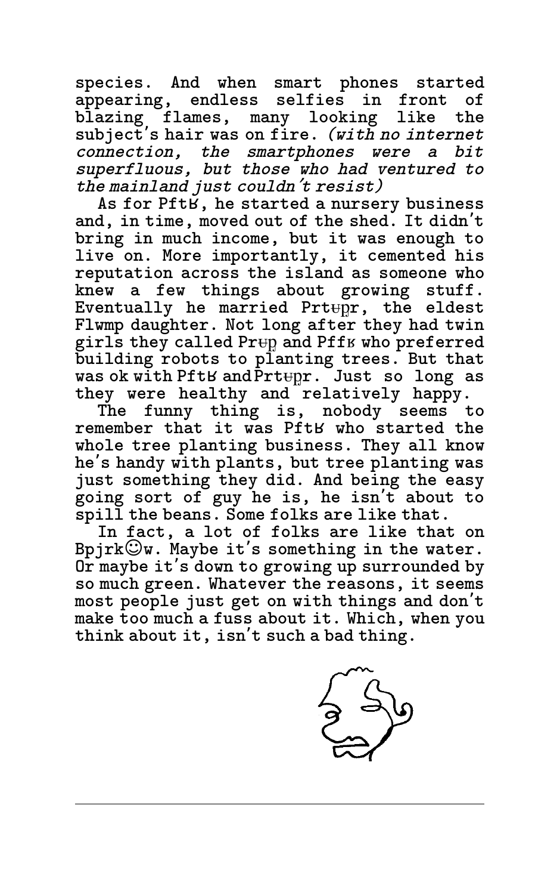species. And when smart phones started appearing, endless selfies in front of blazing flames, many looking like the subject's hair was on fire. *(with no internet connection, the smartphones were a bit superfluous, but those who had ventured to the mainland just couldn't resist)*

As for PftȢ, he started a nursery business and, in time, moved out of the shed. It didn't bring in much income, but it was enough to live on. More importantly, it cemented his reputation across the island as someone who knew a few things about growing stuff. Eventually he married Prtʉp̤r, the eldest Flwmp daughter. Not long after they had twin girls they called Prʉp̤ and Pffʙ who preferred building robots to planting trees. But that was ok with PftȢ and Prtʉp̤r. Just so long as they were healthy and relatively happy.

The funny thing is, nobody seems to remember that it was PftȢ who started the whole tree planting business. They all know he's handy with plants, but tree planting was just something they did. And being the easy going sort of guy he is, he isn't about to spill the beans. Some folks are like that.

In fact, a lot of folks are like that on Bpjrk☺w. Maybe it's something in the water. Or maybe it's down to growing up surrounded by so much green. Whatever the reasons, it seems most people just get on with things and don't make too much a fuss about it. Which, when you think about it, isn't such a bad thing.

---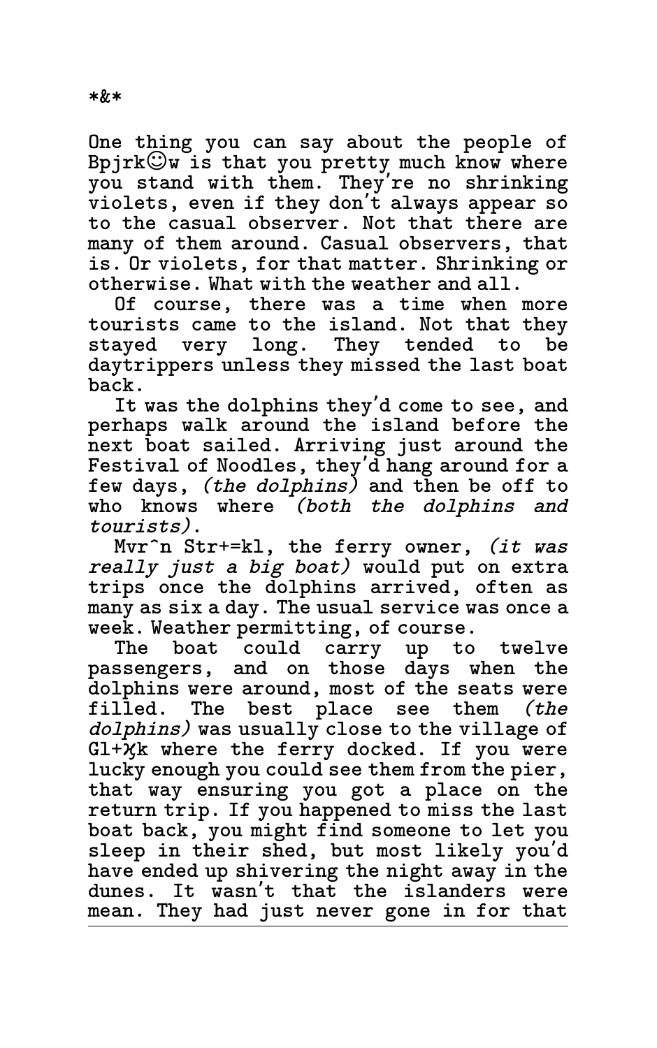*&*

One thing you can say about the people of Bpjrk☺w is that you pretty much know where you stand with them. They're no shrinking violets, even if they don't always appear so to the casual observer. Not that there are many of them around. Casual observers, that is. Or violets, for that matter. Shrinking or otherwise. What with the weather and all.

Of course, there was a time when more tourists came to the island. Not that they stayed very long. They tended to be daytrippers unless they missed the last boat back.

It was the dolphins they'd come to see, and perhaps walk around the island before the next boat sailed. Arriving just around the Festival of Noodles, they'd hang around for a few days, *(the dolphins)* and then be off to who knows where *(both the dolphins and tourists)*.

Mvr^n Str+=kl, the ferry owner, *(it was really just a big boat)* would put on extra trips once the dolphins arrived, often as many as six a day. The usual service was once a week. Weather permitting, of course.

The boat could carry up to twelve passengers, and on those days when the dolphins were around, most of the seats were filled. The best place see them *(the dolphins)* was usually close to the village of Gl+ϰk where the ferry docked. If you were lucky enough you could see them from the pier, that way ensuring you got a place on the return trip. If you happened to miss the last boat back, you might find someone to let you sleep in their shed, but most likely you'd have ended up shivering the night away in the dunes. It wasn't that the islanders were mean. They had just never gone in for that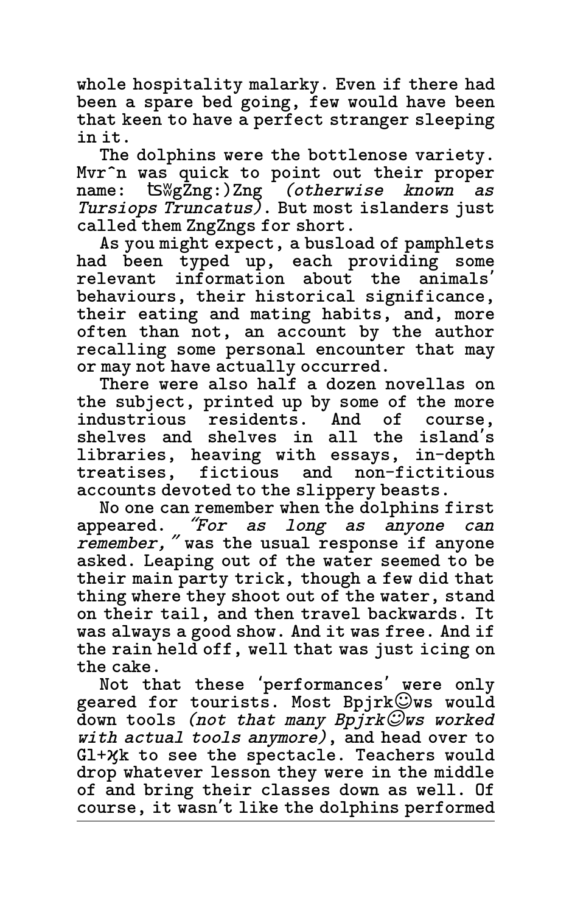whole hospitality malarky. Even if there had been a spare bed going, few would have been that keen to have a perfect stranger sleeping in it.

The dolphins were the bottlenose variety. Mvrˆn was quick to point out their proper name: ʦʬgZng:)Zng *(otherwise known as Tursiops Truncatus)*. But most islanders just called them ZngZngs for short.

As you might expect, a busload of pamphlets had been typed up, each providing some relevant information about the animals' behaviours, their historical significance, their eating and mating habits, and, more often than not, an account by the author recalling some personal encounter that may or may not have actually occurred.

There were also half a dozen novellas on the subject, printed up by some of the more industrious residents. And of course, shelves and shelves in all the island's libraries, heaving with essays, in-depth treatises, fictious and non-fictitious accounts devoted to the slippery beasts.

No one can remember when the dolphins first appeared. *"For as long as anyone can remember,"* was the usual response if anyone asked. Leaping out of the water seemed to be their main party trick, though a few did that thing where they shoot out of the water, stand on their tail, and then travel backwards. It was always a good show. And it was free. And if the rain held off, well that was just icing on the cake.

Not that these 'performances' were only geared for tourists. Most Bpjrk☺ws would down tools *(not that many Bpjrk☺ws worked with actual tools anymore)*, and head over to Gl+ϗk to see the spectacle. Teachers would drop whatever lesson they were in the middle of and bring their classes down as well. Of course, it wasn't like the dolphins performed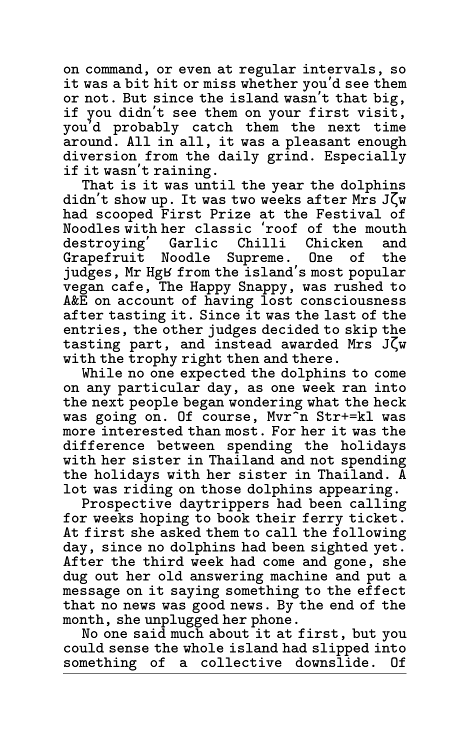on command, or even at regular intervals, so it was a bit hit or miss whether you'd see them or not. But since the island wasn't that big, if you didn't see them on your first visit, you'd probably catch them the next time around. All in all, it was a pleasant enough diversion from the daily grind. Especially if it wasn't raining.

That is it was until the year the dolphins didn't show up. It was two weeks after Mrs Jζw had scooped First Prize at the Festival of Noodles with her classic 'roof of the mouth destroying' Garlic Chilli Chicken and Grapefruit Noodle Supreme. One of the judges, Mr Hgʁ from the island's most popular vegan cafe, The Happy Snappy, was rushed to A&E on account of having lost consciousness after tasting it. Since it was the last of the entries, the other judges decided to skip the tasting part, and instead awarded Mrs Jζw with the trophy right then and there.

While no one expected the dolphins to come on any particular day, as one week ran into the next people began wondering what the heck was going on. Of course, Mvr^n Str+=kl was more interested than most. For her it was the difference between spending the holidays with her sister in Thailand and not spending the holidays with her sister in Thailand. A lot was riding on those dolphins appearing.

Prospective daytrippers had been calling for weeks hoping to book their ferry ticket. At first she asked them to call the following day, since no dolphins had been sighted yet. After the third week had come and gone, she dug out her old answering machine and put a message on it saying something to the effect that no news was good news. By the end of the month, she unplugged her phone.

No one said much about it at first, but you could sense the whole island had slipped into something of a collective downslide. Of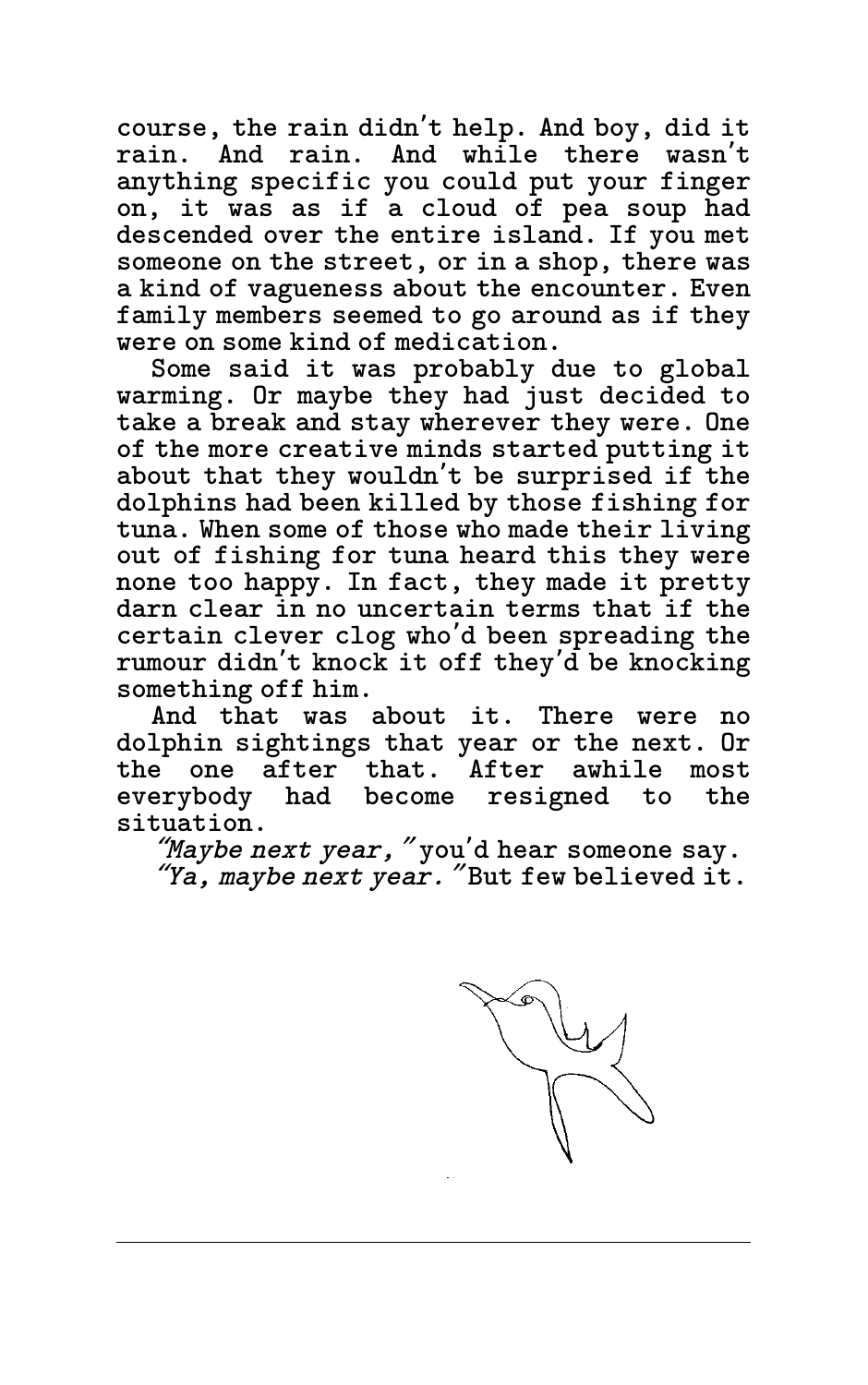course, the rain didn't help. And boy, did it rain. And rain. And while there wasn't anything specific you could put your finger on, it was as if a cloud of pea soup had descended over the entire island. If you met someone on the street, or in a shop, there was a kind of vagueness about the encounter. Even family members seemed to go around as if they were on some kind of medication.

Some said it was probably due to global warming. Or maybe they had just decided to take a break and stay wherever they were. One of the more creative minds started putting it about that they wouldn't be surprised if the dolphins had been killed by those fishing for tuna. When some of those who made their living out of fishing for tuna heard this they were none too happy. In fact, they made it pretty darn clear in no uncertain terms that if the certain clever clog who'd been spreading the rumour didn't knock it off they'd be knocking something off him.

And that was about it. There were no dolphin sightings that year or the next. Or the one after that. After awhile most everybody had become resigned to the situation.

*"Maybe next year,"* you'd hear someone say.

*"Ya, maybe next year."* But few believed it.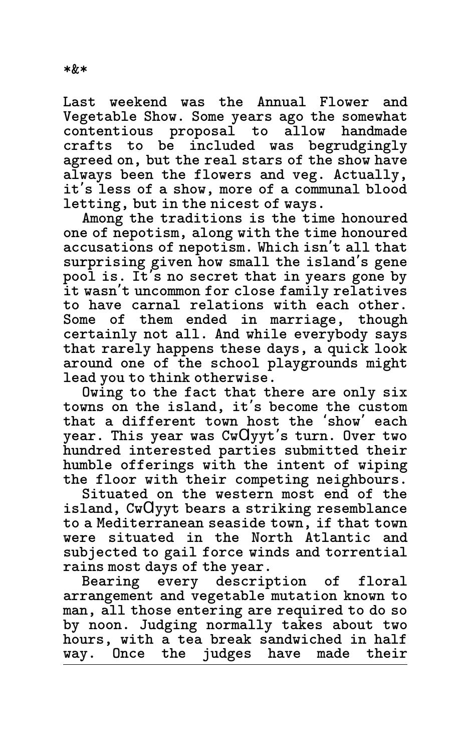*&*

Last weekend was the Annual Flower and Vegetable Show. Some years ago the somewhat contentious proposal to allow handmade crafts to be included was begrudgingly agreed on, but the real stars of the show have always been the flowers and veg. Actually, it's less of a show, more of a communal blood letting, but in the nicest of ways.

Among the traditions is the time honoured one of nepotism, along with the time honoured accusations of nepotism. Which isn't all that surprising given how small the island's gene pool is. It's no secret that in years gone by it wasn't uncommon for close family relatives to have carnal relations with each other. Some of them ended in marriage, though certainly not all. And while everybody says that rarely happens these days, a quick look around one of the school playgrounds might lead you to think otherwise.

Owing to the fact that there are only six towns on the island, it's become the custom that a different town host the 'show' each year. This year was CwƆyyt's turn. Over two hundred interested parties submitted their humble offerings with the intent of wiping the floor with their competing neighbours.

Situated on the western most end of the island, CwƆyyt bears a striking resemblance to a Mediterranean seaside town, if that town were situated in the North Atlantic and subjected to gail force winds and torrential rains most days of the year.

Bearing every description of floral arrangement and vegetable mutation known to man, all those entering are required to do so by noon. Judging normally takes about two hours, with a tea break sandwiched in half way. Once the judges have made their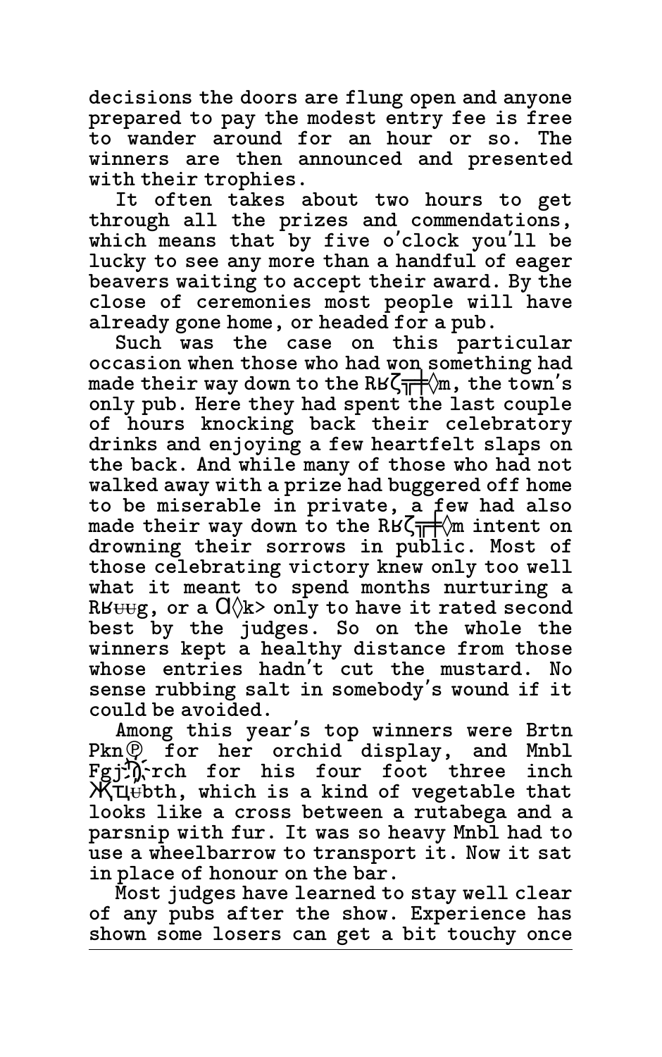decisions the doors are flung open and anyone prepared to pay the modest entry fee is free to wander around for an hour or so. The winners are then announced and presented with their trophies.

It often takes about two hours to get through all the prizes and commendations, which means that by five o'clock you'll be lucky to see any more than a handful of eager beavers waiting to accept their award. By the close of ceremonies most people will have already gone home, or headed for a pub.

Such was the case on this particular occasion when those who had won something had made their way down to the Rʁζ╤╪◊m, the town's only pub. Here they had spent the last couple of hours knocking back their celebratory drinks and enjoying a few heartfelt slaps on the back. And while many of those who had not walked away with a prize had buggered off home to be miserable in private, a few had also made their way down to the Rʁζ╤╪◊m intent on drowning their sorrows in public. Most of those celebrating victory knew only too well what it meant to spend months nurturing a Rʁʉʉg, or a Ɑ◊k> only to have it rated second best by the judges. So on the whole the winners kept a healthy distance from those whose entries hadn't cut the mustard. No sense rubbing salt in somebody's wound if it could be avoided.

Among this year's top winners were Brtn Pkn℗ for her orchid display, and Mnbl Fgj:ŋ̃rch for his four foot three inch ӾҀЦʉbth, which is a kind of vegetable that looks like a cross between a rutabega and a parsnip with fur. It was so heavy Mnbl had to use a wheelbarrow to transport it. Now it sat in place of honour on the bar.

Most judges have learned to stay well clear of any pubs after the show. Experience has shown some losers can get a bit touchy once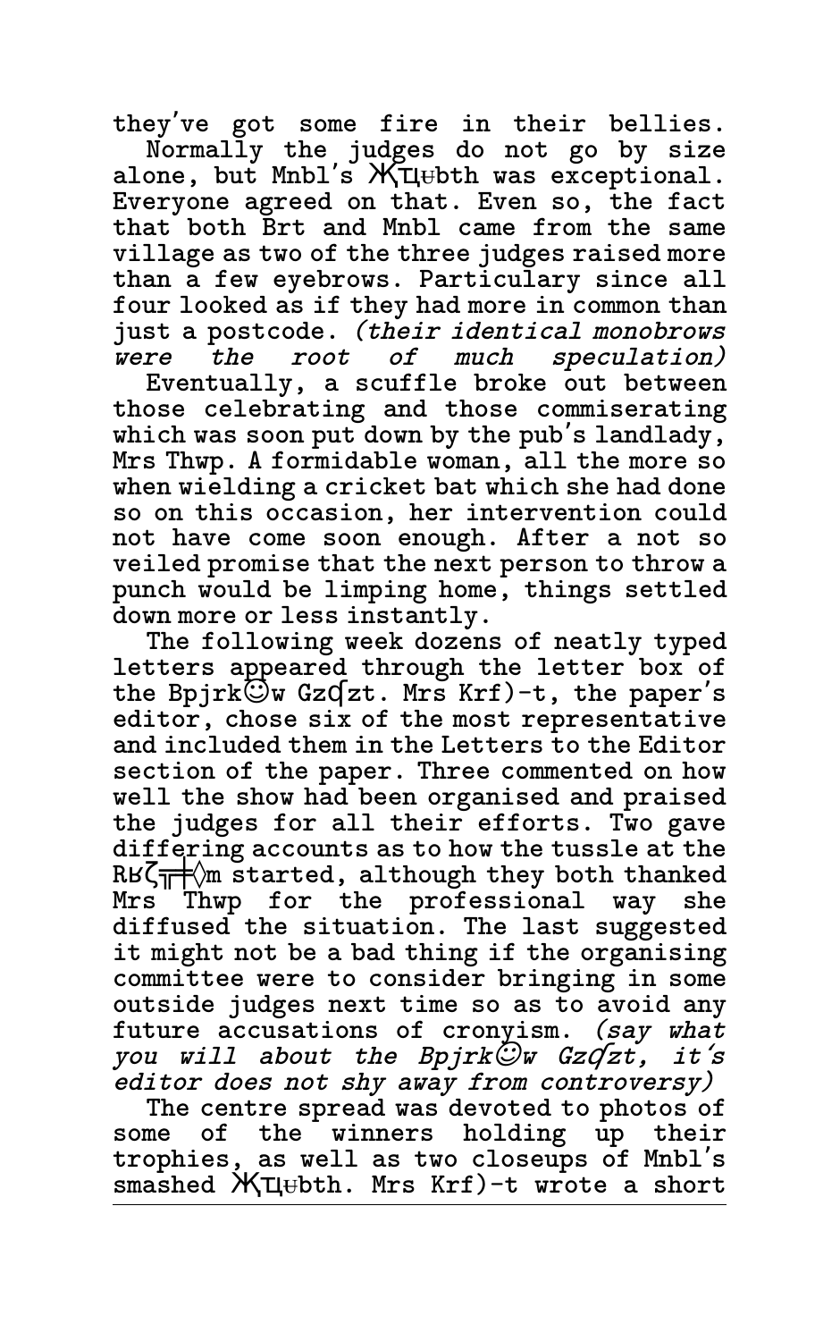they've got some fire in their bellies.

Normally the judges do not go by size alone, but Mnbl's ӁҁҴҩbth was exceptional. Everyone agreed on that. Even so, the fact that both Brt and Mnbl came from the same village as two of the three judges raised more than a few eyebrows. Particulary since all four looked as if they had more in common than just a postcode. *(their identical monobrows were the root of much speculation)*

Eventually, a scuffle broke out between those celebrating and those commiserating which was soon put down by the pub's landlady, Mrs Thwp. A formidable woman, all the more so when wielding a cricket bat which she had done so on this occasion, her intervention could not have come soon enough. After a not so veiled promise that the next person to throw a punch would be limping home, things settled down more or less instantly.

The following week dozens of neatly typed letters appeared through the letter box of the Bpjrk☺w Gzʗzt. Mrs Krf)-t, the paper's editor, chose six of the most representative and included them in the Letters to the Editor section of the paper. Three commented on how well the show had been organised and praised the judges for all their efforts. Two gave differing accounts as to how the tussle at the RʁϚ╤╪◊m started, although they both thanked Mrs Thwp for the professional way she diffused the situation. The last suggested it might not be a bad thing if the organising committee were to consider bringing in some outside judges next time so as to avoid any future accusations of cronyism. *(say what you will about the Bpjrk☺w Gzʗzt, it's editor does not shy away from controversy)*

The centre spread was devoted to photos of some of the winners holding up their trophies, as well as two closeups of Mnbl's smashed ӁҁҴҩbth. Mrs Krf)-t wrote a short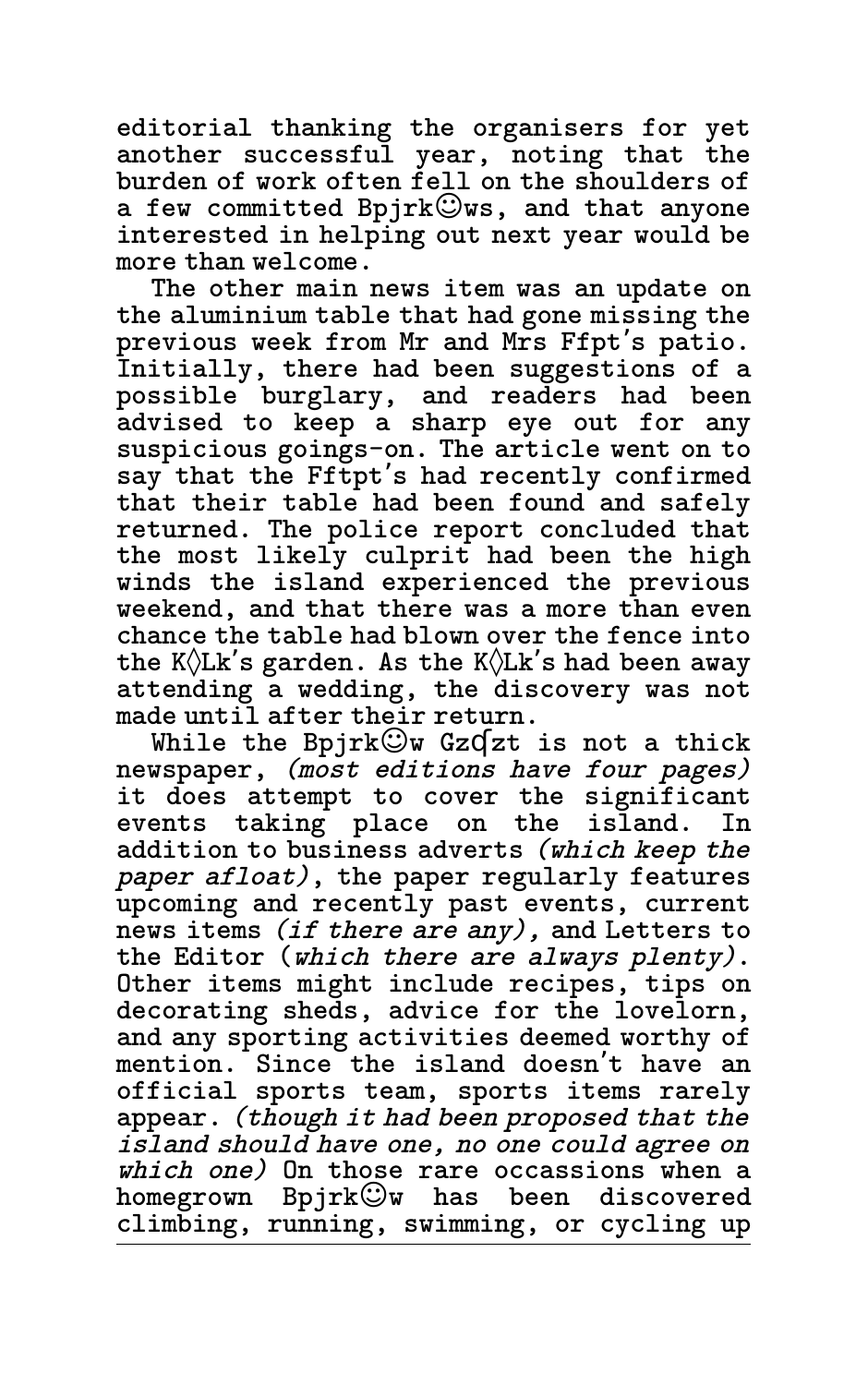editorial thanking the organisers for yet another successful year, noting that the burden of work often fell on the shoulders of a few committed Bpjrk☺ws, and that anyone interested in helping out next year would be more than welcome.

The other main news item was an update on the aluminium table that had gone missing the previous week from Mr and Mrs Ffpt's patio. Initially, there had been suggestions of a possible burglary, and readers had been advised to keep a sharp eye out for any suspicious goings-on. The article went on to say that the Fftpt's had recently confirmed that their table had been found and safely returned. The police report concluded that the most likely culprit had been the high winds the island experienced the previous weekend, and that there was a more than even chance the table had blown over the fence into the K◊Lk's garden. As the K◊Lk's had been away attending a wedding, the discovery was not made until after their return.

While the Bpjrk☺w Gzɋzt is not a thick newspaper, *(most editions have four pages)* it does attempt to cover the significant events taking place on the island. In addition to business adverts *(which keep the paper afloat)*, the paper regularly features upcoming and recently past events, current news items *(if there are any),* and Letters to the Editor (*which there are always plenty)*. Other items might include recipes, tips on decorating sheds, advice for the lovelorn, and any sporting activities deemed worthy of mention. Since the island doesn't have an official sports team, sports items rarely appear. *(though it had been proposed that the island should have one, no one could agree on which one)* On those rare occassions when a homegrown Bpjrk☺w has been discovered climbing, running, swimming, or cycling up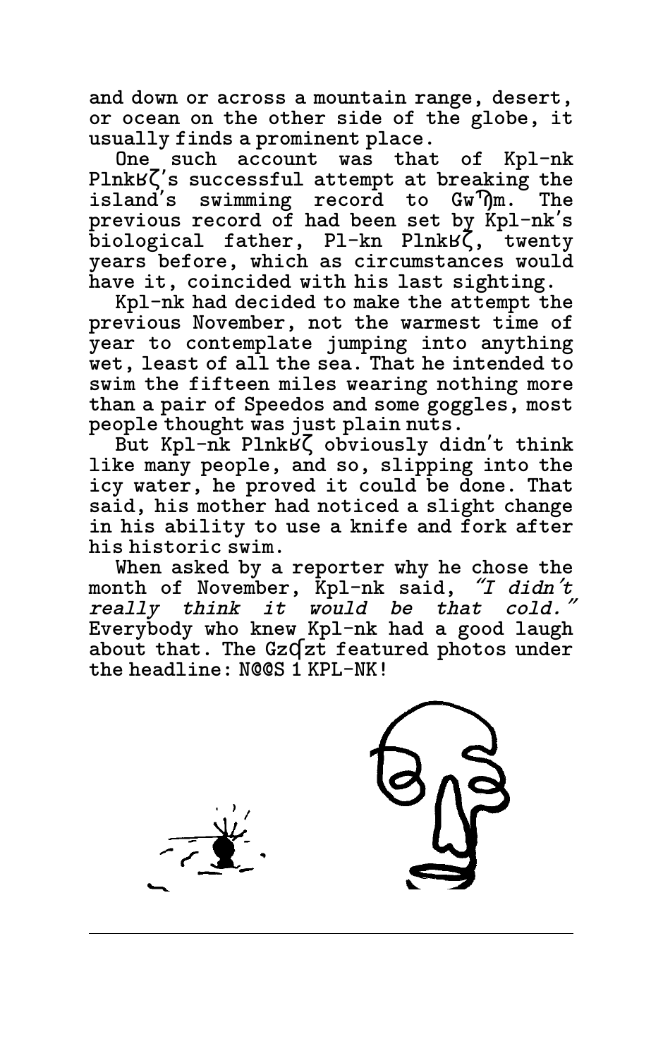and down or across a mountain range, desert, or ocean on the other side of the globe, it usually finds a prominent place.

One such account was that of Kpl-nk PlnkϐϚ's successful attempt at breaking the island's swimming record to Gwᒣm. The previous record of had been set by Kpl-nk's biological father, Pl-kn PlnkϐϚ, twenty years before, which as circumstances would have it, coincided with his last sighting.

Kpl-nk had decided to make the attempt the previous November, not the warmest time of year to contemplate jumping into anything wet, least of all the sea. That he intended to swim the fifteen miles wearing nothing more than a pair of Speedos and some goggles, most people thought was just plain nuts.

But Kpl-nk PlnkϐϚ obviously didn't think like many people, and so, slipping into the icy water, he proved it could be done. That said, his mother had noticed a slight change in his ability to use a knife and fork after his historic swim.

When asked by a reporter why he chose the month of November, Kpl-nk said, *"I didn't really think it would be that cold."* Everybody who knew Kpl-nk had a good laugh about that. The Gzʗzt featured photos under the headline: N@@S 1 KPL-NK!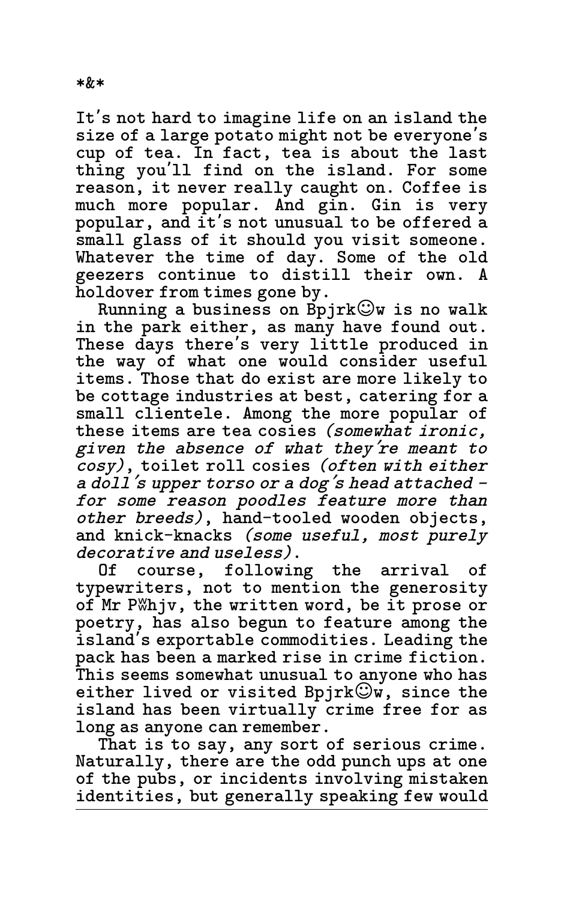*&*

It's not hard to imagine life on an island the size of a large potato might not be everyone's cup of tea. In fact, tea is about the last thing you'll find on the island. For some reason, it never really caught on. Coffee is much more popular. And gin. Gin is very popular, and it's not unusual to be offered a small glass of it should you visit someone. Whatever the time of day. Some of the old geezers continue to distill their own. A holdover from times gone by.

Running a business on Bpjrk☺w is no walk in the park either, as many have found out. These days there's very little produced in the way of what one would consider useful items. Those that do exist are more likely to be cottage industries at best, catering for a small clientele. Among the more popular of these items are tea cosies *(somewhat ironic, given the absence of what they're meant to cosy)*, toilet roll cosies *(often with either a doll's upper torso or a dog's head attached - for some reason poodles feature more than other breeds)*, hand-tooled wooden objects, and knick-knacks *(some useful, most purely decorative and useless)*.

Of course, following the arrival of typewriters, not to mention the generosity of Mr PＷhjv, the written word, be it prose or poetry, has also begun to feature among the island's exportable commodities. Leading the pack has been a marked rise in crime fiction. This seems somewhat unusual to anyone who has either lived or visited Bpjrk☺w, since the island has been virtually crime free for as long as anyone can remember.

That is to say, any sort of serious crime. Naturally, there are the odd punch ups at one of the pubs, or incidents involving mistaken identities, but generally speaking few would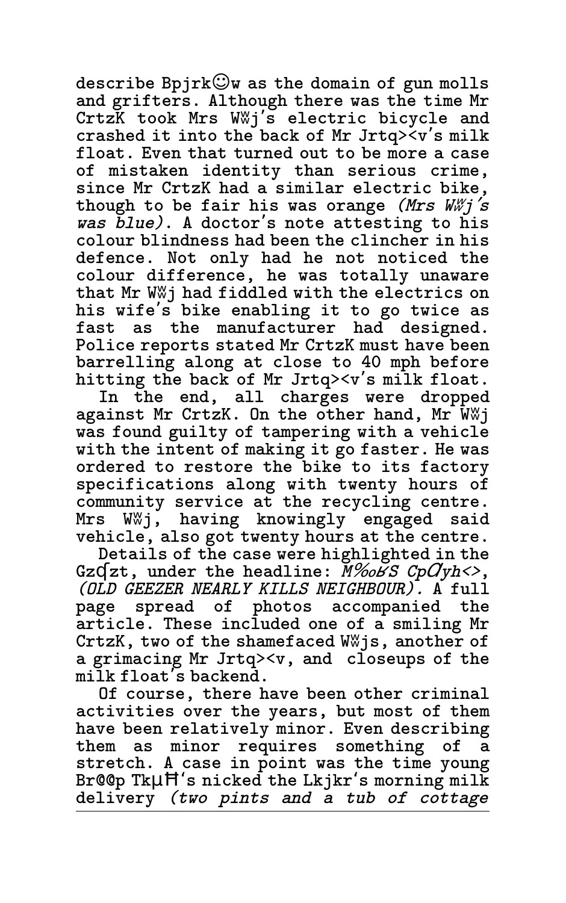describe Bpjrk☺w as the domain of gun molls and grifters. Although there was the time Mr CrtzK took Mrs Wʬj's electric bicycle and crashed it into the back of Mr Jrtq><v's milk float. Even that turned out to be more a case of mistaken identity than serious crime, since Mr CrtzK had a similar electric bike, though to be fair his was orange *(Mrs Wʬj's was blue)*. A doctor's note attesting to his colour blindness had been the clincher in his defence. Not only had he not noticed the colour difference, he was totally unaware that Mr Wʬj had fiddled with the electrics on his wife's bike enabling it to go twice as fast as the manufacturer had designed. Police reports stated Mr CrtzK must have been barrelling along at close to 40 mph before hitting the back of Mr Jrtq><v's milk float.

In the end, all charges were dropped against Mr CrtzK. On the other hand, Mr Wʬj was found guilty of tampering with a vehicle with the intent of making it go faster. He was ordered to restore the bike to its factory specifications along with twenty hours of community service at the recycling centre. Mrs Wʬj, having knowingly engaged said vehicle, also got twenty hours at the centre.

Details of the case were highlighted in the GzƠzt, under the headline: *M%ɞȣS CpƠyh<>, (OLD GEEZER NEARLY KILLS NEIGHBOUR)*. A full page spread of photos accompanied the article. These included one of a smiling Mr CrtzK, two of the shamefaced Wʬjs, another of a grimacing Mr Jrtq><v, and closeups of the milk float's backend.

Of course, there have been other criminal activities over the years, but most of them have been relatively minor. Even describing them as minor requires something of a stretch. A case in point was the time young Br@@p TkµĦ's nicked the Lkjkr's morning milk delivery *(two pints and a tub of cottage*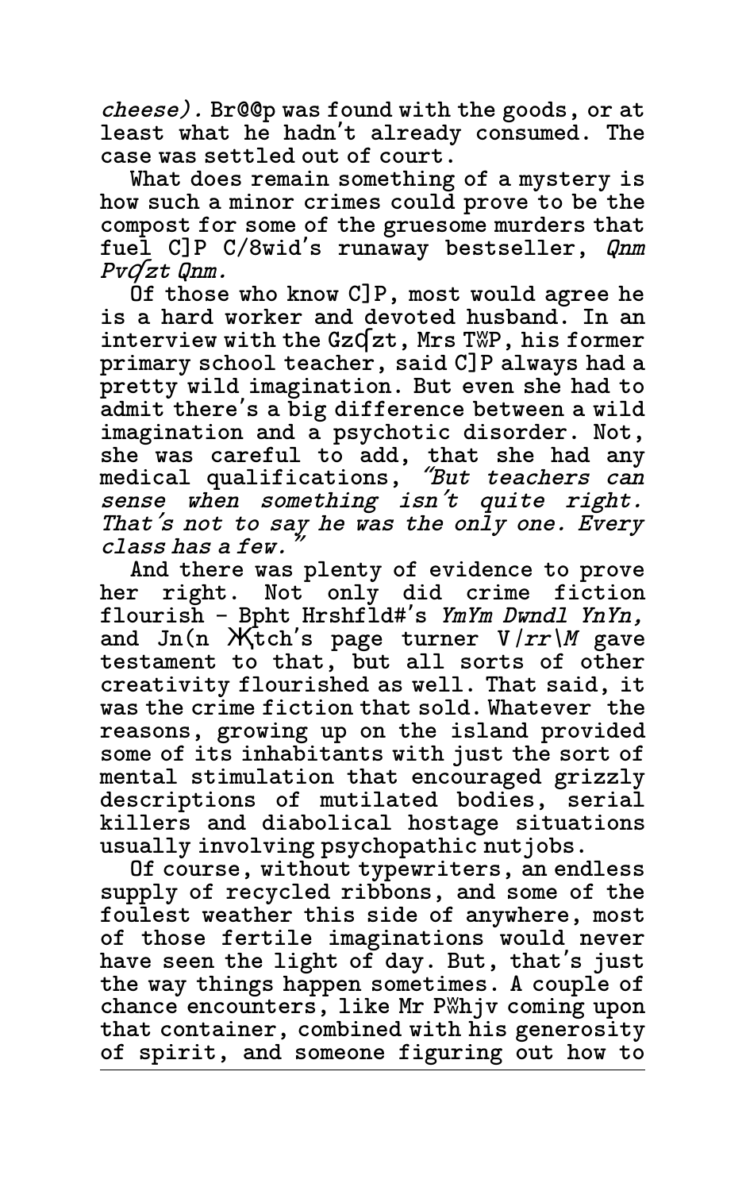*cheese).* Br@@p was found with the goods, or at least what he hadn't already consumed. The case was settled out of court.

What does remain something of a mystery is how such a minor crimes could prove to be the compost for some of the gruesome murders that fuel C]P C/8wid's runaway bestseller, *Qnm PvƋzt Qnm.*

Of those who know C]P, most would agree he is a hard worker and devoted husband. In an interview with the GzƋzt, Mrs T𝕨P, his former primary school teacher, said C]P always had a pretty wild imagination. But even she had to admit there's a big difference between a wild imagination and a psychotic disorder. Not, she was careful to add, that she had any medical qualifications, *"But teachers can sense when something isn't quite right. That's not to say he was the only one. Every class has a few."*

And there was plenty of evidence to prove her right. Not only did crime fiction flourish – Bpht Hrshfld#'s *YmYm Dwndl YnYn,* and Jn(n Ӿtch's page turner *V/rr\M* gave testament to that, but all sorts of other creativity flourished as well. That said, it was the crime fiction that sold. Whatever the reasons, growing up on the island provided some of its inhabitants with just the sort of mental stimulation that encouraged grizzly descriptions of mutilated bodies, serial killers and diabolical hostage situations usually involving psychopathic nutjobs.

Of course, without typewriters, an endless supply of recycled ribbons, and some of the foulest weather this side of anywhere, most of those fertile imaginations would never have seen the light of day. But, that's just the way things happen sometimes. A couple of chance encounters, like Mr P𝕨hjv coming upon that container, combined with his generosity of spirit, and someone figuring out how to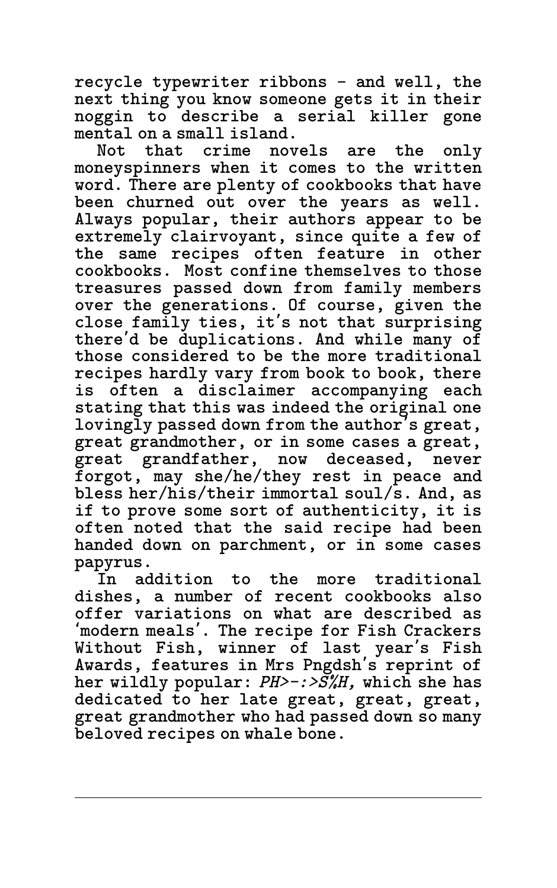recycle typewriter ribbons - and well, the next thing you know someone gets it in their noggin to describe a serial killer gone mental on a small island.

Not that crime novels are the only moneyspinners when it comes to the written word. There are plenty of cookbooks that have been churned out over the years as well. Always popular, their authors appear to be extremely clairvoyant, since quite a few of the same recipes often feature in other cookbooks. Most confine themselves to those treasures passed down from family members over the generations. Of course, given the close family ties, it's not that surprising there'd be duplications. And while many of those considered to be the more traditional recipes hardly vary from book to book, there is often a disclaimer accompanying each stating that this was indeed the original one lovingly passed down from the author's great, great grandmother, or in some cases a great, great grandfather, now deceased, never forgot, may she/he/they rest in peace and bless her/his/their immortal soul/s. And, as if to prove some sort of authenticity, it is often noted that the said recipe had been handed down on parchment, or in some cases papyrus.

In addition to the more traditional dishes, a number of recent cookbooks also offer variations on what are described as 'modern meals'. The recipe for Fish Crackers Without Fish, winner of last year's Fish Awards, features in Mrs Pngdsh's reprint of her wildly popular: *PH>-:>S%H,* which she has dedicated to her late great, great, great, great grandmother who had passed down so many beloved recipes on whale bone.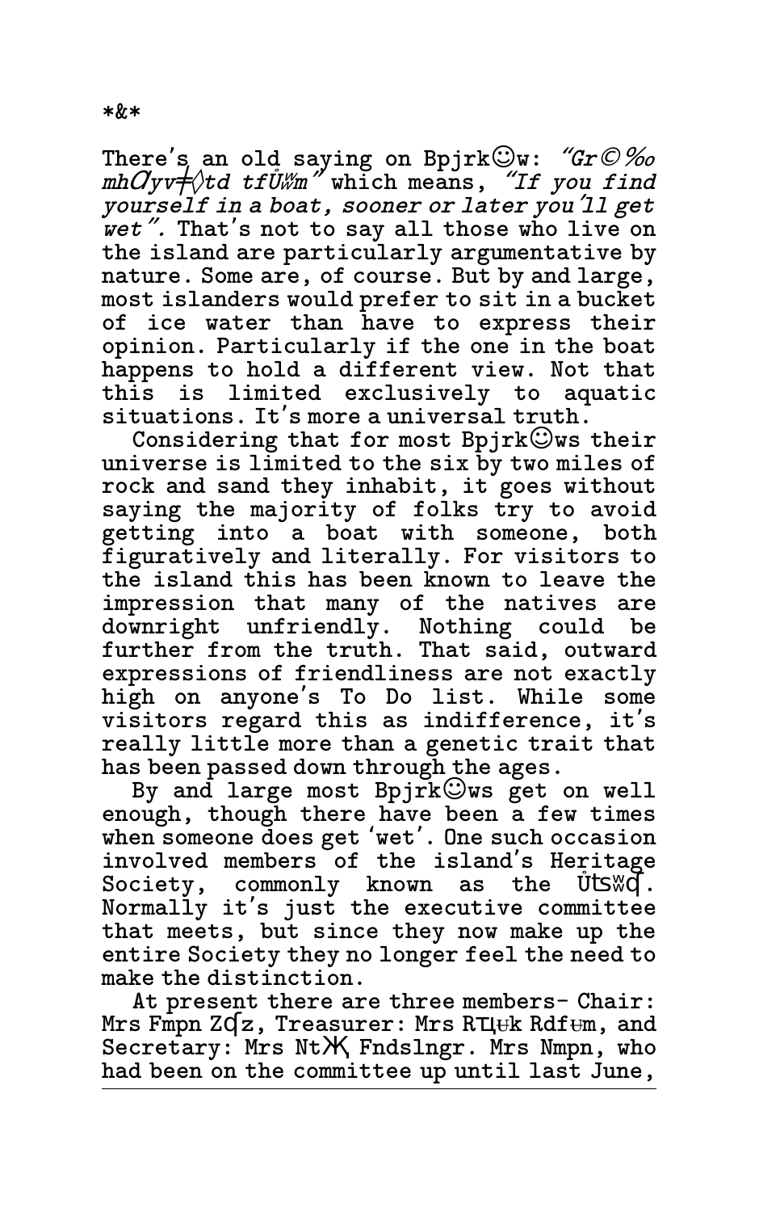*&*

There's an old saying on Bpjrk☺w: *"Gr©‰ mhƠyv⍅◊td tfŮ ʬm"* which means, *"If you find yourself in a boat, sooner or later you'll get wet".* That's not to say all those who live on the island are particularly argumentative by nature. Some are, of course. But by and large, most islanders would prefer to sit in a bucket of ice water than have to express their opinion. Particularly if the one in the boat happens to hold a different view. Not that this is limited exclusively to aquatic situations. It's more a universal truth.

Considering that for most Bpjrk☺ws their universe is limited to the six by two miles of rock and sand they inhabit, it goes without saying the majority of folks try to avoid getting into a boat with someone, both figuratively and literally. For visitors to the island this has been known to leave the impression that many of the natives are downright unfriendly. Nothing could be further from the truth. That said, outward expressions of friendliness are not exactly high on anyone's To Do list. While some visitors regard this as indifference, it's really little more than a genetic trait that has been passed down through the ages.

By and large most Bpjrk☺ws get on well enough, though there have been a few times when someone does get 'wet'. One such occasion involved members of the island's Heritage Society, commonly known as the Ůʦʬɋ. Normally it's just the executive committee that meets, but since they now make up the entire Society they no longer feel the need to make the distinction.

At present there are three members- Chair: Mrs Fmpn Zɋz, Treasurer: Mrs RƜʉk Rdfʉm, and Secretary: Mrs NtӜ Fndslngr. Mrs Nmpn, who had been on the committee up until last June,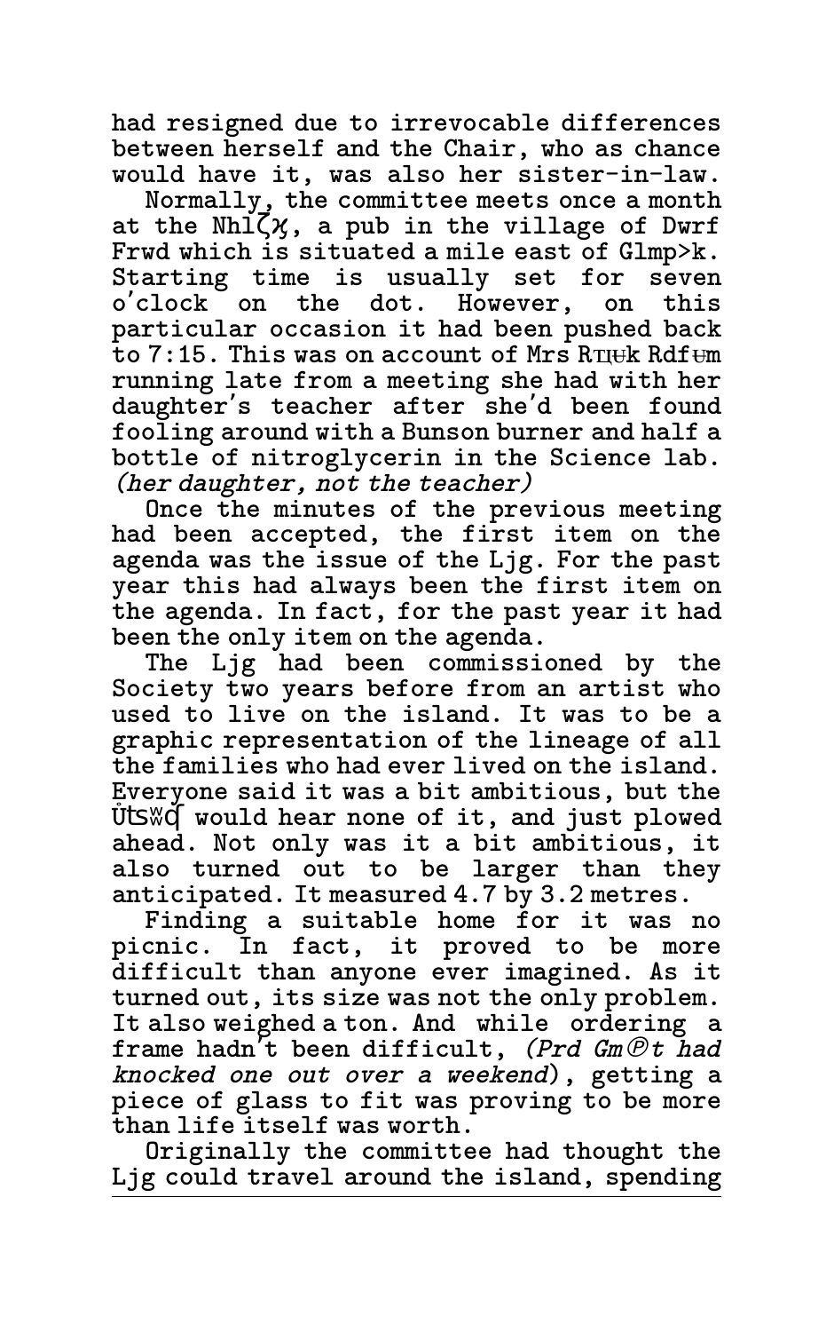had resigned due to irrevocable differences between herself and the Chair, who as chance would have it, was also her sister-in-law.

Normally, the committee meets once a month at the Nhlζϰ, a pub in the village of Dwrf Frwd which is situated a mile east of Glmp>k. Starting time is usually set for seven o'clock on the dot. However, on this particular occasion it had been pushed back to 7:15. This was on account of Mrs RΠʉk Rdfʉm running late from a meeting she had with her daughter's teacher after she'd been found fooling around with a Bunson burner and half a bottle of nitroglycerin in the Science lab. *(her daughter, not the teacher)*

Once the minutes of the previous meeting had been accepted, the first item on the agenda was the issue of the Ljg. For the past year this had always been the first item on the agenda. In fact, for the past year it had been the only item on the agenda.

The Ljg had been commissioned by the Society two years before from an artist who used to live on the island. It was to be a graphic representation of the lineage of all the families who had ever lived on the island. Everyone said it was a bit ambitious, but the Ůʦʬɋ would hear none of it, and just plowed ahead. Not only was it a bit ambitious, it also turned out to be larger than they anticipated. It measured 4.7 by 3.2 metres.

Finding a suitable home for it was no picnic. In fact, it proved to be more difficult than anyone ever imagined. As it turned out, its size was not the only problem. It also weighed a ton. And while ordering a frame hadn't been difficult, *(Prd Gm℗t had knocked one out over a weekend)*, getting a piece of glass to fit was proving to be more than life itself was worth.

Originally the committee had thought the Ljg could travel around the island, spending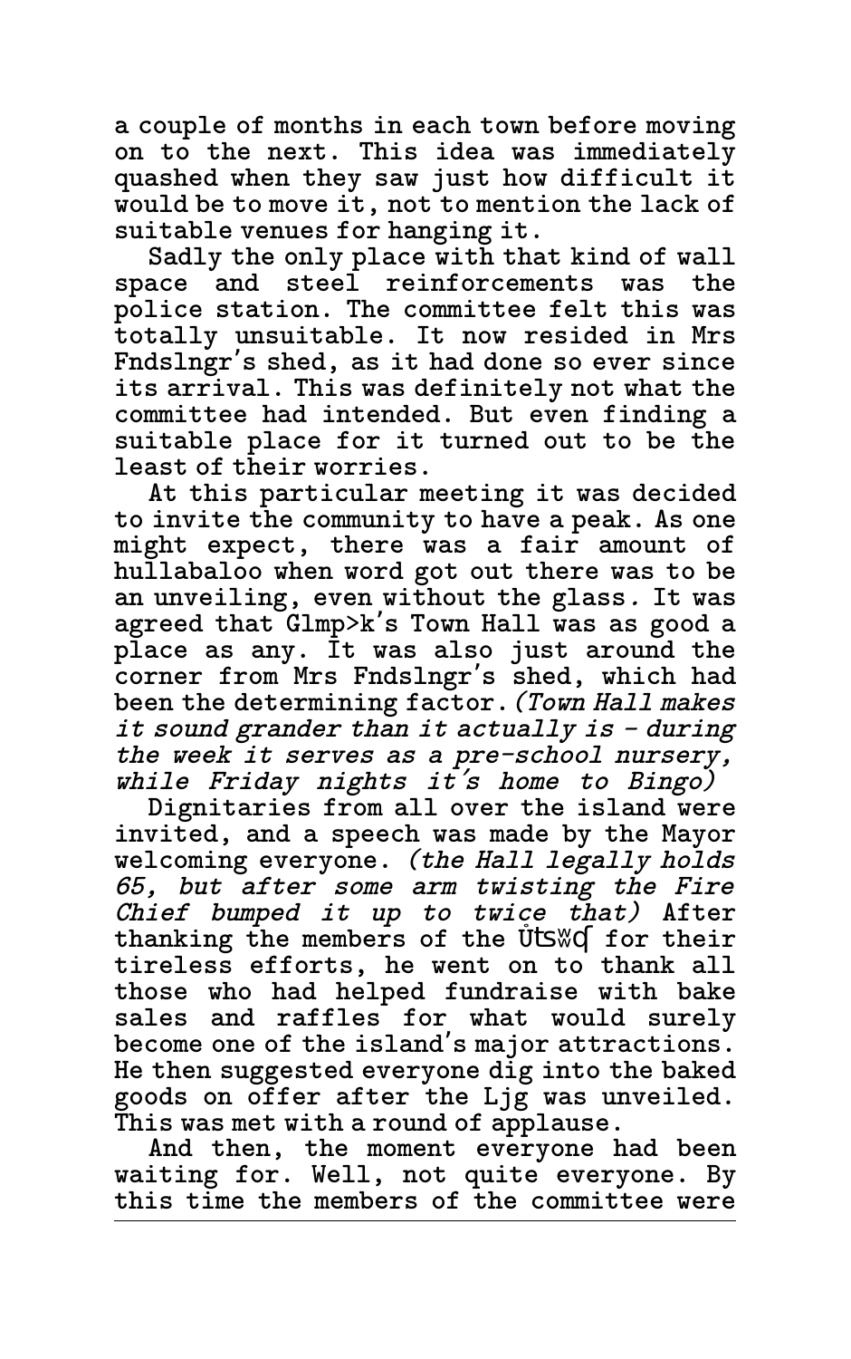a couple of months in each town before moving on to the next. This idea was immediately quashed when they saw just how difficult it would be to move it, not to mention the lack of suitable venues for hanging it.

Sadly the only place with that kind of wall space and steel reinforcements was the police station. The committee felt this was totally unsuitable. It now resided in Mrs Fndslngr's shed, as it had done so ever since its arrival. This was definitely not what the committee had intended. But even finding a suitable place for it turned out to be the least of their worries.

At this particular meeting it was decided to invite the community to have a peak. As one might expect, there was a fair amount of hullabaloo when word got out there was to be an unveiling, even without the glass. It was agreed that Glmp>k's Town Hall was as good a place as any. It was also just around the corner from Mrs Fndslngr's shed, which had been the determining factor. *(Town Hall makes it sound grander than it actually is - during the week it serves as a pre-school nursery, while Friday nights it's home to Bingo)*

Dignitaries from all over the island were invited, and a speech was made by the Mayor welcoming everyone. *(the Hall legally holds 65, but after some arm twisting the Fire Chief bumped it up to twice that)* After thanking the members of the Ůʦʬʠ for their tireless efforts, he went on to thank all those who had helped fundraise with bake sales and raffles for what would surely become one of the island's major attractions. He then suggested everyone dig into the baked goods on offer after the Ljg was unveiled. This was met with a round of applause.

And then, the moment everyone had been waiting for. Well, not quite everyone. By this time the members of the committee were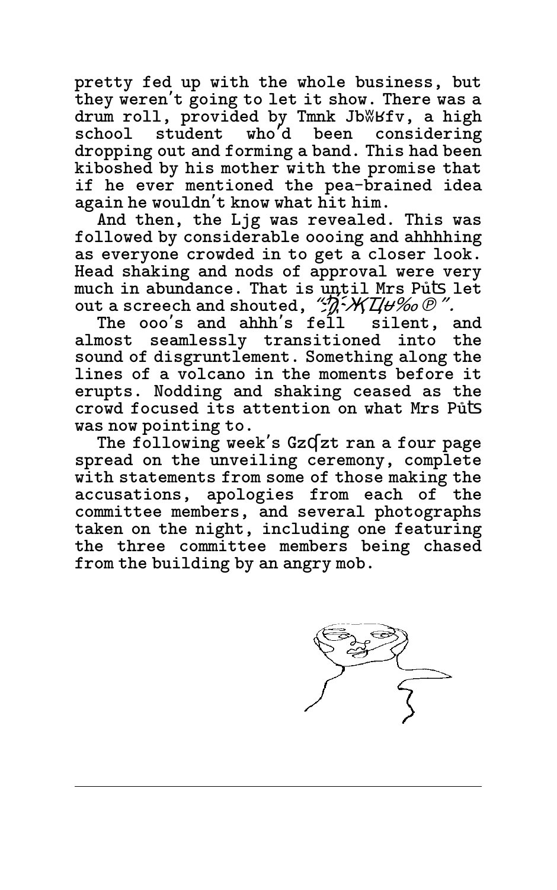pretty fed up with the whole business, but they weren't going to let it show. There was a drum roll, provided by Tmnk JbʬʁKfv, a high school student who'd been considering dropping out and forming a band. This had been kiboshed by his mother with the promise that if he ever mentioned the pea-brained idea again he wouldn't know what hit him.

And then, the Ljg was revealed. This was followed by considerable oooing and ahhhhing as everyone crowded in to get a closer look. Head shaking and nods of approval were very much in abundance. That is until Mrs Půʦ let out a screech and shouted, "ʖ̃ɖ̦-ӾҜȾɥ‰℗".

The ooo's and ahhh's fell silent, and almost seamlessly transitioned into the sound of disgruntlement. Something along the lines of a volcano in the moments before it erupts. Nodding and shaking ceased as the crowd focused its attention on what Mrs Půʦ was now pointing to.

The following week's Gzɋzt ran a four page spread on the unveiling ceremony, complete with statements from some of those making the accusations, apologies from each of the committee members, and several photographs taken on the night, including one featuring the three committee members being chased from the building by an angry mob.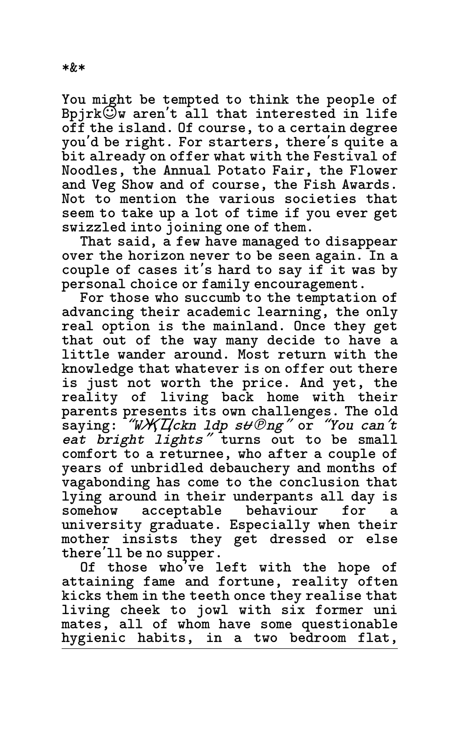\*&\*

You might be tempted to think the people of Bpjrk☺w aren't all that interested in life off the island. Of course, to a certain degree you'd be right. For starters, there's quite a bit already on offer what with the Festival of Noodles, the Annual Potato Fair, the Flower and Veg Show and of course, the Fish Awards. Not to mention the various societies that seem to take up a lot of time if you ever get swizzled into joining one of them.

That said, a few have managed to disappear over the horizon never to be seen again. In a couple of cases it's hard to say if it was by personal choice or family encouragement.

For those who succumb to the temptation of advancing their academic learning, the only real option is the mainland. Once they get that out of the way many decide to have a little wander around. Most return with the knowledge that whatever is on offer out there is just not worth the price. And yet, the reality of living back home with their parents presents its own challenges. The old saying: *"W⋊ʖI̶ckn ldp s☋Ⓟng"* or *"You can't eat bright lights"* turns out to be small comfort to a returnee, who after a couple of years of unbridled debauchery and months of vagabonding has come to the conclusion that lying around in their underpants all day is somehow acceptable behaviour for a university graduate. Especially when their mother insists they get dressed or else there'll be no supper.

Of those who've left with the hope of attaining fame and fortune, reality often kicks them in the teeth once they realise that living cheek to jowl with six former uni mates, all of whom have some questionable hygienic habits, in a two bedroom flat,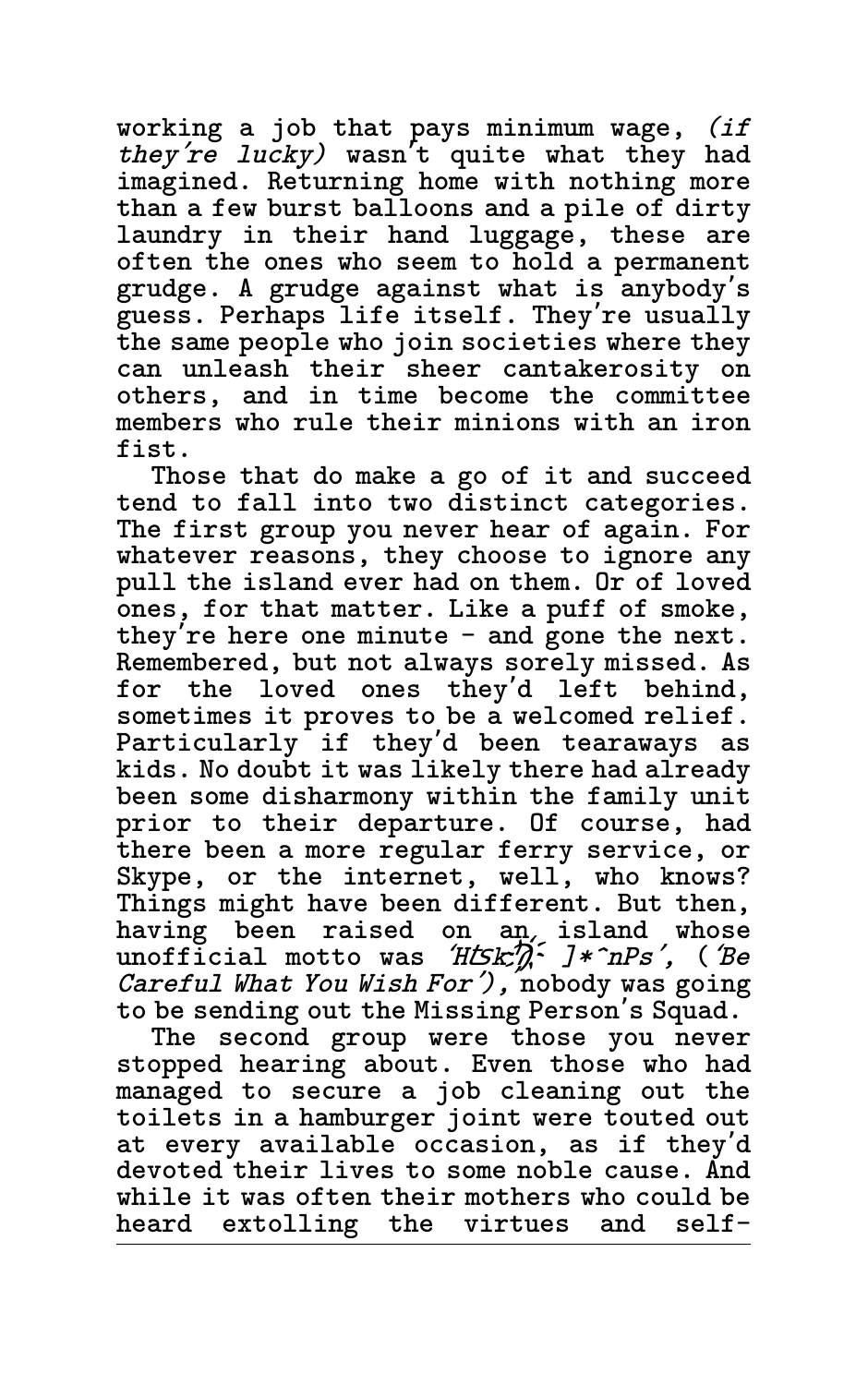working a job that pays minimum wage, *(if they're lucky)* wasn't quite what they had imagined. Returning home with nothing more than a few burst balloons and a pile of dirty laundry in their hand luggage, these are often the ones who seem to hold a permanent grudge. A grudge against what is anybody's guess. Perhaps life itself. They're usually the same people who join societies where they can unleash their sheer cantakerosity on others, and in time become the committee members who rule their minions with an iron fist.

Those that do make a go of it and succeed tend to fall into two distinct categories. The first group you never hear of again. For whatever reasons, they choose to ignore any pull the island ever had on them. Or of loved ones, for that matter. Like a puff of smoke, they're here one minute - and gone the next. Remembered, but not always sorely missed. As for the loved ones they'd left behind, sometimes it proves to be a welcomed relief. Particularly if they'd been tearaways as kids. No doubt it was likely there had already been some disharmony within the family unit prior to their departure. Of course, had there been a more regular ferry service, or Skype, or the internet, well, who knows? Things might have been different. But then, having been raised on an island whose unofficial motto was *'HtSk:ʼ)̗ ]*ˆnPs'*, (*'Be Careful What You Wish For'*), nobody was going to be sending out the Missing Person's Squad.

The second group were those you never stopped hearing about. Even those who had managed to secure a job cleaning out the toilets in a hamburger joint were touted out at every available occasion, as if they'd devoted their lives to some noble cause. And while it was often their mothers who could be heard extolling the virtues and self-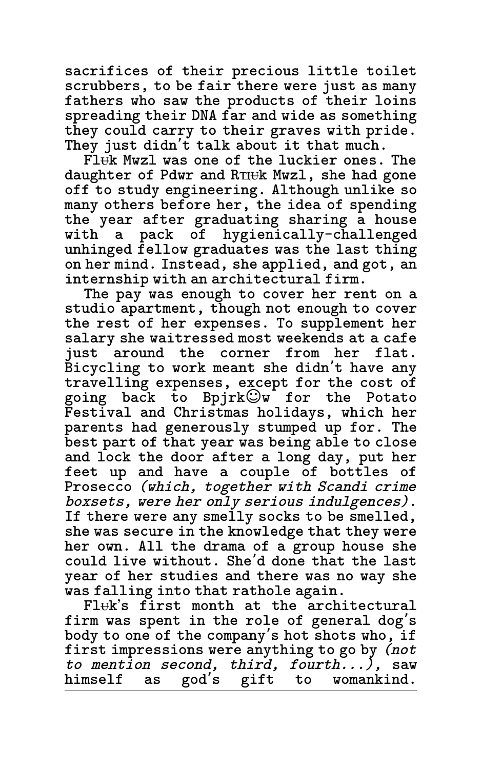sacrifices of their precious little toilet scrubbers, to be fair there were just as many fathers who saw the products of their loins spreading their DNA far and wide as something they could carry to their graves with pride. They just didn't talk about it that much.

Fl˅k Mwzl was one of the luckier ones. The daughter of Pdwr and Rπ˅k Mwzl, she had gone off to study engineering. Although unlike so many others before her, the idea of spending the year after graduating sharing a house with a pack of hygienically-challenged unhinged fellow graduates was the last thing on her mind. Instead, she applied, and got, an internship with an architectural firm.

The pay was enough to cover her rent on a studio apartment, though not enough to cover the rest of her expenses. To supplement her salary she waitressed most weekends at a cafe just around the corner from her flat. Bicycling to work meant she didn't have any travelling expenses, except for the cost of going back to Bpjrk☺w for the Potato Festival and Christmas holidays, which her parents had generously stumped up for. The best part of that year was being able to close and lock the door after a long day, put her feet up and have a couple of bottles of Prosecco *(which, together with Scandi crime boxsets, were her only serious indulgences)*. If there were any smelly socks to be smelled, she was secure in the knowledge that they were her own. All the drama of a group house she could live without. She'd done that the last year of her studies and there was no way she was falling into that rathole again.

Fl˅k's first month at the architectural firm was spent in the role of general dog's body to one of the company's hot shots who, if first impressions were anything to go by *(not to mention second, third, fourth...)*, saw himself as god's gift to womankind.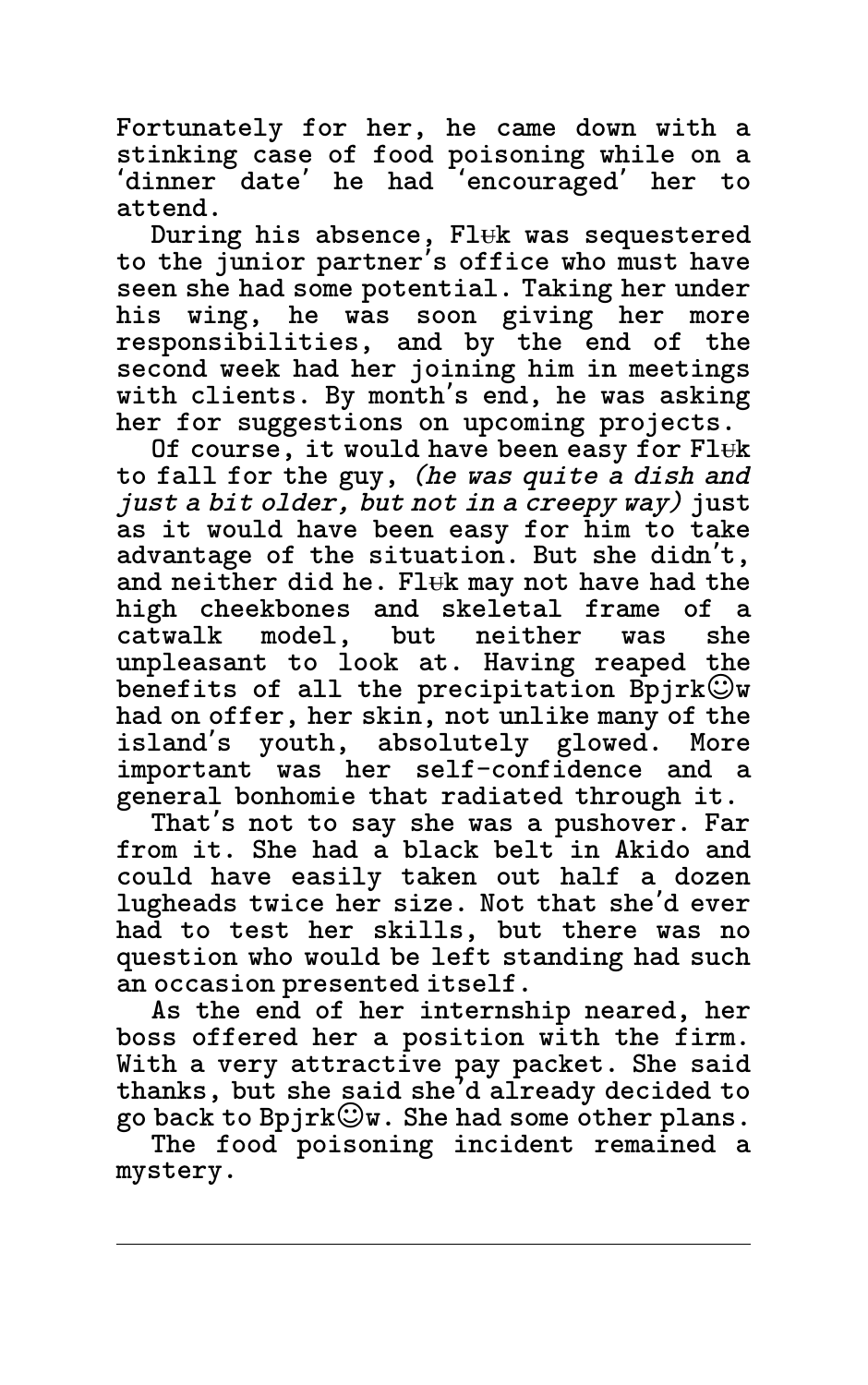Fortunately for her, he came down with a stinking case of food poisoning while on a 'dinner date' he had 'encouraged' her to attend.

During his absence, Fl<s>u</s>k was sequestered to the junior partner's office who must have seen she had some potential. Taking her under his wing, he was soon giving her more responsibilities, and by the end of the second week had her joining him in meetings with clients. By month's end, he was asking her for suggestions on upcoming projects.

Of course, it would have been easy for Fl<s>u</s>k to fall for the guy, *(he was quite a dish and just a bit older, but not in a creepy way)* just as it would have been easy for him to take advantage of the situation. But she didn't, and neither did he. Fl<s>u</s>k may not have had the high cheekbones and skeletal frame of a catwalk model, but neither was she unpleasant to look at. Having reaped the benefits of all the precipitation Bpjrk☺w had on offer, her skin, not unlike many of the island's youth, absolutely glowed. More important was her self-confidence and a general bonhomie that radiated through it.

That's not to say she was a pushover. Far from it. She had a black belt in Akido and could have easily taken out half a dozen lugheads twice her size. Not that she'd ever had to test her skills, but there was no question who would be left standing had such an occasion presented itself.

As the end of her internship neared, her boss offered her a position with the firm. With a very attractive pay packet. She said thanks, but she said she'd already decided to go back to Bpjrk☺w. She had some other plans.

The food poisoning incident remained a mystery.

---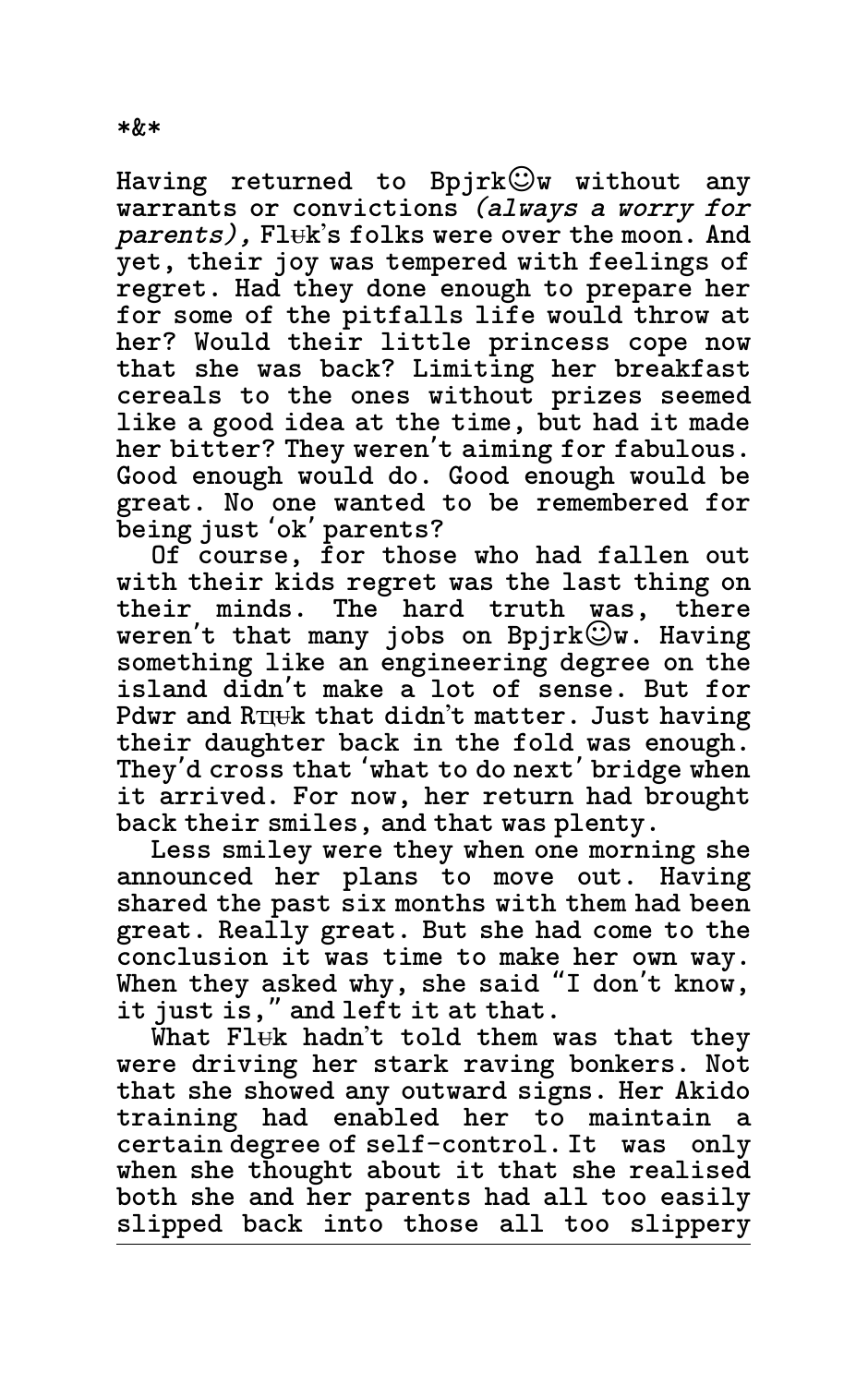*&*

Having returned to Bpjrk☺w without any warrants or convictions *(always a worry for parents),* Flʉk's folks were over the moon. And yet, their joy was tempered with feelings of regret. Had they done enough to prepare her for some of the pitfalls life would throw at her? Would their little princess cope now that she was back? Limiting her breakfast cereals to the ones without prizes seemed like a good idea at the time, but had it made her bitter? They weren't aiming for fabulous. Good enough would do. Good enough would be great. No one wanted to be remembered for being just 'ok' parents?

Of course, for those who had fallen out with their kids regret was the last thing on their minds. The hard truth was, there weren't that many jobs on Bpjrk☺w. Having something like an engineering degree on the island didn't make a lot of sense. But for Pdwr and Rπʉk that didn't matter. Just having their daughter back in the fold was enough. They'd cross that 'what to do next' bridge when it arrived. For now, her return had brought back their smiles, and that was plenty.

Less smiley were they when one morning she announced her plans to move out. Having shared the past six months with them had been great. Really great. But she had come to the conclusion it was time to make her own way. When they asked why, she said "I don't know, it just is," and left it at that.

What Flʉk hadn't told them was that they were driving her stark raving bonkers. Not that she showed any outward signs. Her Akido training had enabled her to maintain a certain degree of self-control. It was only when she thought about it that she realised both she and her parents had all too easily slipped back into those all too slippery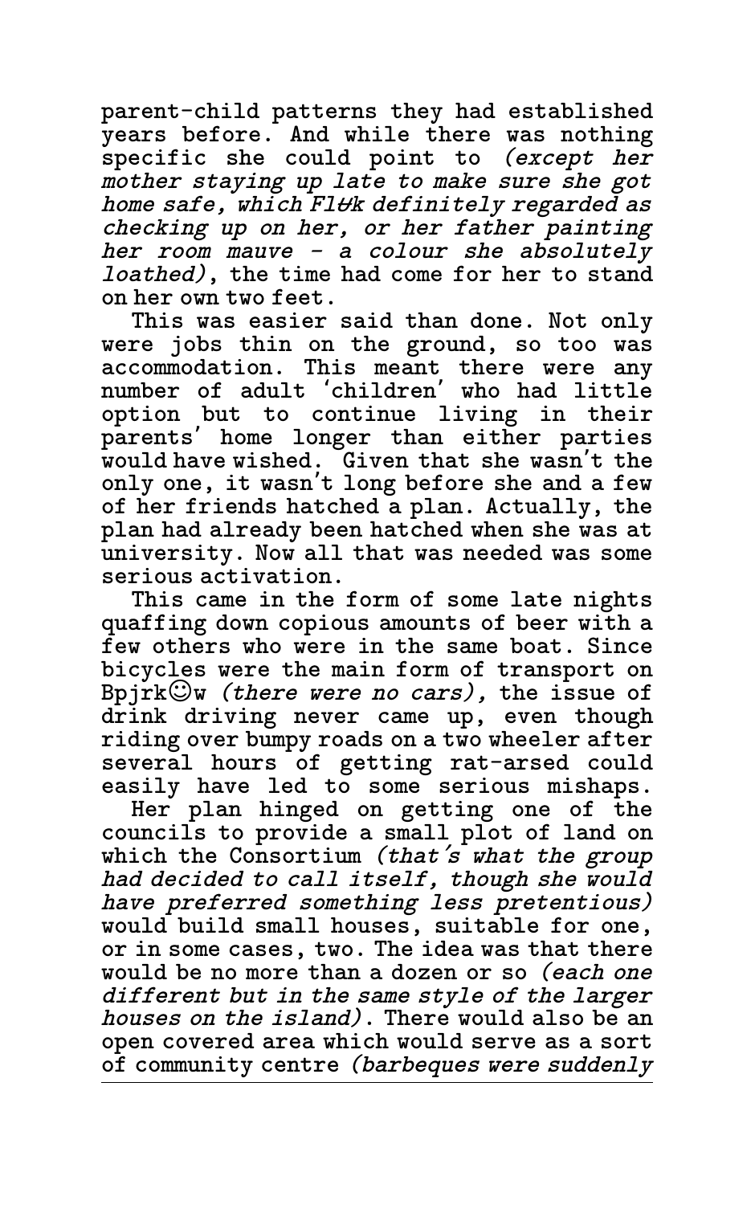parent-child patterns they had established years before. And while there was nothing specific she could point to *(except her mother staying up late to make sure she got home safe, which Fl*ʊ*k definitely regarded as checking up on her, or her father painting her room mauve - a colour she absolutely loathed)*, the time had come for her to stand on her own two feet.

This was easier said than done. Not only were jobs thin on the ground, so too was accommodation. This meant there were any number of adult 'children' who had little option but to continue living in their parents' home longer than either parties would have wished. Given that she wasn't the only one, it wasn't long before she and a few of her friends hatched a plan. Actually, the plan had already been hatched when she was at university. Now all that was needed was some serious activation.

This came in the form of some late nights quaffing down copious amounts of beer with a few others who were in the same boat. Since bicycles were the main form of transport on Bpjrk☺w *(there were no cars),* the issue of drink driving never came up, even though riding over bumpy roads on a two wheeler after several hours of getting rat-arsed could easily have led to some serious mishaps.

Her plan hinged on getting one of the councils to provide a small plot of land on which the Consortium *(that's what the group had decided to call itself, though she would have preferred something less pretentious)* would build small houses, suitable for one, or in some cases, two. The idea was that there would be no more than a dozen or so *(each one different but in the same style of the larger houses on the island)*. There would also be an open covered area which would serve as a sort of community centre *(barbeques were suddenly*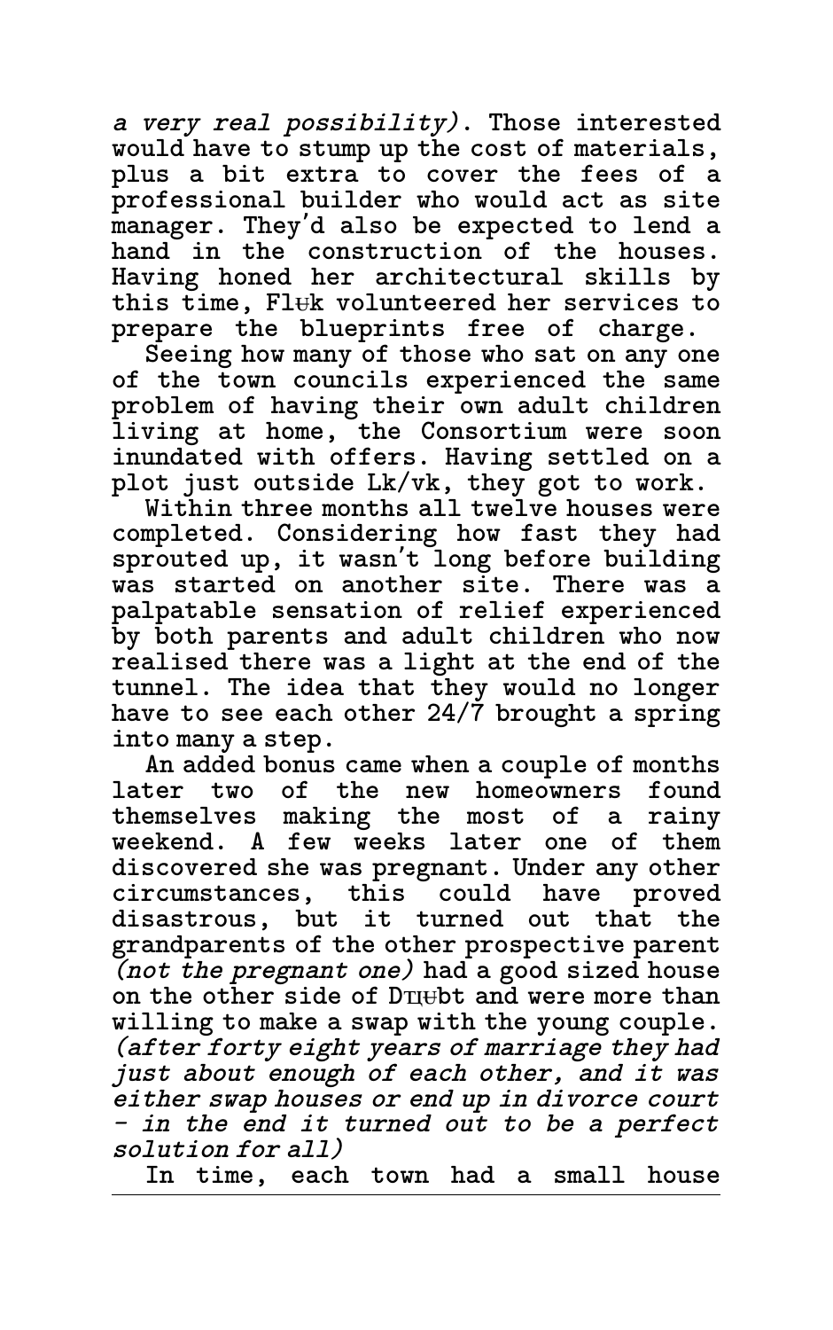*a very real possibility)*. Those interested would have to stump up the cost of materials, plus a bit extra to cover the fees of a professional builder who would act as site manager. They'd also be expected to lend a hand in the construction of the houses. Having honed her architectural skills by this time, Flʉk volunteered her services to prepare the blueprints free of charge.

Seeing how many of those who sat on any one of the town councils experienced the same problem of having their own adult children living at home, the Consortium were soon inundated with offers. Having settled on a plot just outside Lk/vk, they got to work.

Within three months all twelve houses were completed. Considering how fast they had sprouted up, it wasn't long before building was started on another site. There was a palpatable sensation of relief experienced by both parents and adult children who now realised there was a light at the end of the tunnel. The idea that they would no longer have to see each other 24/7 brought a spring into many a step.

An added bonus came when a couple of months later two of the new homeowners found themselves making the most of a rainy weekend. A few weeks later one of them discovered she was pregnant. Under any other circumstances, this could have proved disastrous, but it turned out that the grandparents of the other prospective parent *(not the pregnant one)* had a good sized house on the other side of Dɪɪʉbt and were more than willing to make a swap with the young couple. *(after forty eight years of marriage they had just about enough of each other, and it was either swap houses or end up in divorce court - in the end it turned out to be a perfect solution for all)*

In time, each town had a small house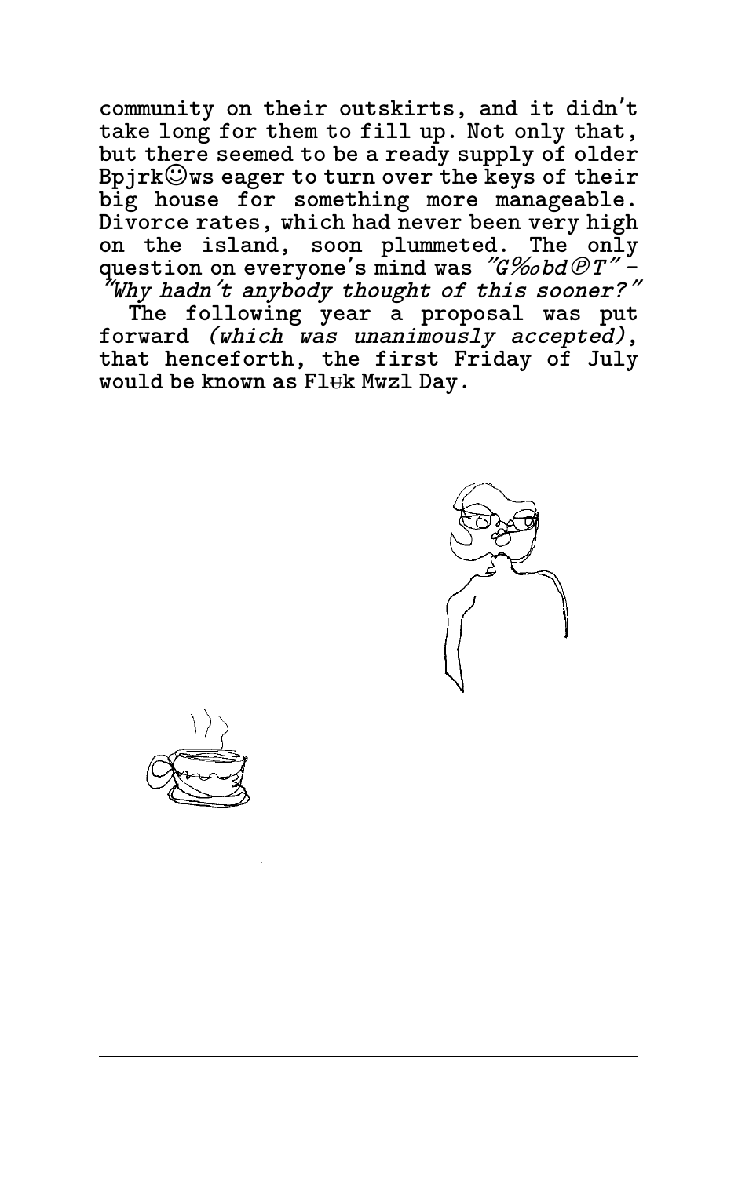community on their outskirts, and it didn't take long for them to fill up. Not only that, but there seemed to be a ready supply of older Bpjrk☺ws eager to turn over the keys of their big house for something more manageable. Divorce rates, which had never been very high on the island, soon plummeted. The only question on everyone's mind was *"G‰obd℗T" - "Why hadn't anybody thought of this sooner?"*

The following year a proposal was put forward *(which was unanimously accepted)*, that henceforth, the first Friday of July would be known as Flʉk Mwzl Day.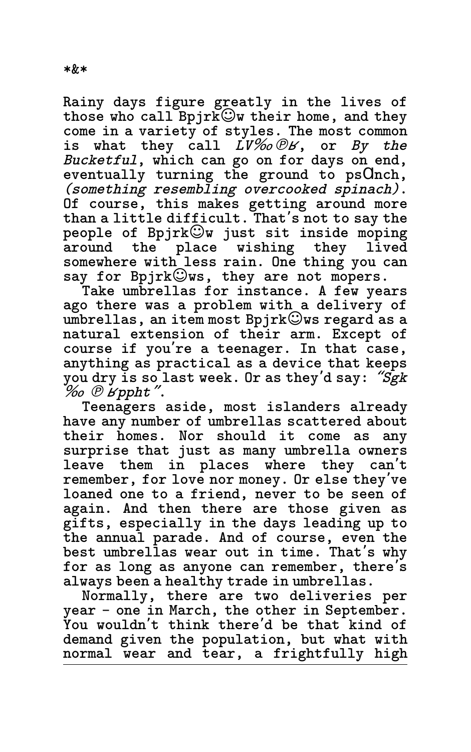*&*

Rainy days figure greatly in the lives of those who call Bpjrk☺w their home, and they come in a variety of styles. The most common is what they call *LV‰℗ȸ*, or *By the Bucketful*, which can go on for days on end, eventually turning the ground to psΩnch, *(something resembling overcooked spinach)*. Of course, this makes getting around more than a little difficult. That's not to say the people of Bpjrk☺w just sit inside moping around the place wishing they lived somewhere with less rain. One thing you can say for Bpjrk☺ws, they are not mopers.

Take umbrellas for instance. A few years ago there was a problem with a delivery of umbrellas, an item most Bpjrk☺ws regard as a natural extension of their arm. Except of course if you're a teenager. In that case, anything as practical as a device that keeps you dry is so last week. Or as they'd say: *"Sgk ‰ ℗ ȸppht"*.

Teenagers aside, most islanders already have any number of umbrellas scattered about their homes. Nor should it come as any surprise that just as many umbrella owners leave them in places where they can't remember, for love nor money. Or else they've loaned one to a friend, never to be seen of again. And then there are those given as gifts, especially in the days leading up to the annual parade. And of course, even the best umbrellas wear out in time. That's why for as long as anyone can remember, there's always been a healthy trade in umbrellas.

Normally, there are two deliveries per year - one in March, the other in September. You wouldn't think there'd be that kind of demand given the population, but what with normal wear and tear, a frightfully high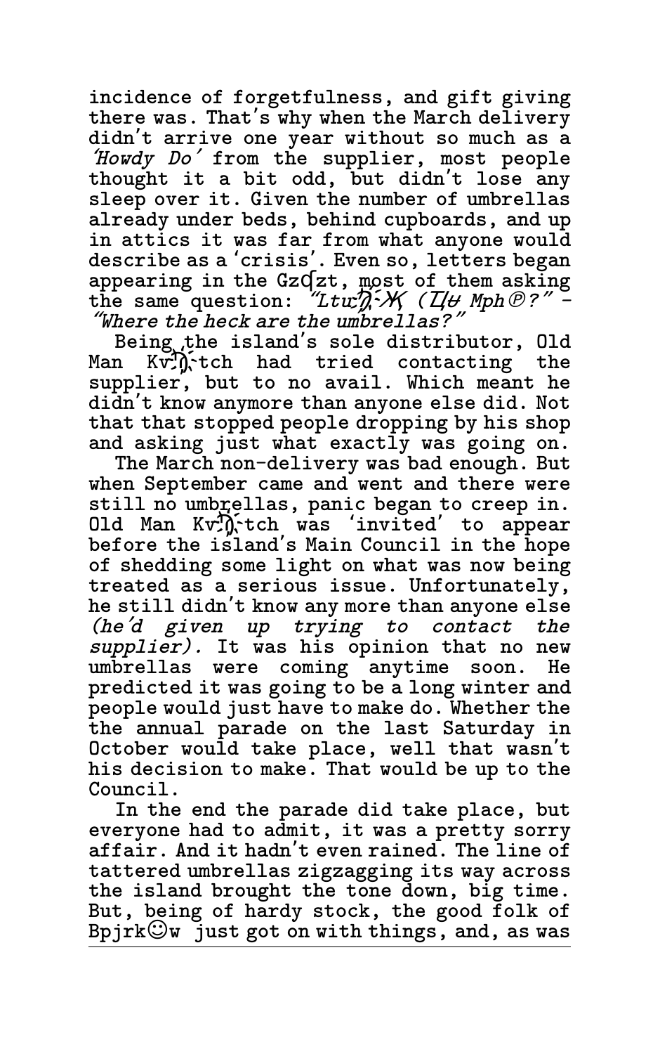incidence of forgetfulness, and gift giving there was. That's why when the March delivery didn't arrive one year without so much as a *'Howdy Do'* from the supplier, most people thought it a bit odd, but didn't lose any sleep over it. Given the number of umbrellas already under beds, behind cupboards, and up in attics it was far from what anyone would describe as a 'crisis'. Even so, letters began appearing in the Gzƍzt, most of them asking the same question: *"Ltuŋ̈Ж (Ц̈ Mph℗?"* - *"Where the heck are the umbrellas?"*

Being the island's sole distributor, Old Man Kvŋ̈tch had tried contacting the supplier, but to no avail. Which meant he didn't know anymore than anyone else did. Not that that stopped people dropping by his shop and asking just what exactly was going on.

The March non-delivery was bad enough. But when September came and went and there were still no umbrellas, panic began to creep in. Old Man Kvŋ̈tch was 'invited' to appear before the island's Main Council in the hope of shedding some light on what was now being treated as a serious issue. Unfortunately, he still didn't know any more than anyone else *(he'd given up trying to contact the supplier).* It was his opinion that no new umbrellas were coming anytime soon. He predicted it was going to be a long winter and people would just have to make do. Whether the the annual parade on the last Saturday in October would take place, well that wasn't his decision to make. That would be up to the Council.

In the end the parade did take place, but everyone had to admit, it was a pretty sorry affair. And it hadn't even rained. The line of tattered umbrellas zigzagging its way across the island brought the tone down, big time. But, being of hardy stock, the good folk of Bpjrk☺w just got on with things, and, as was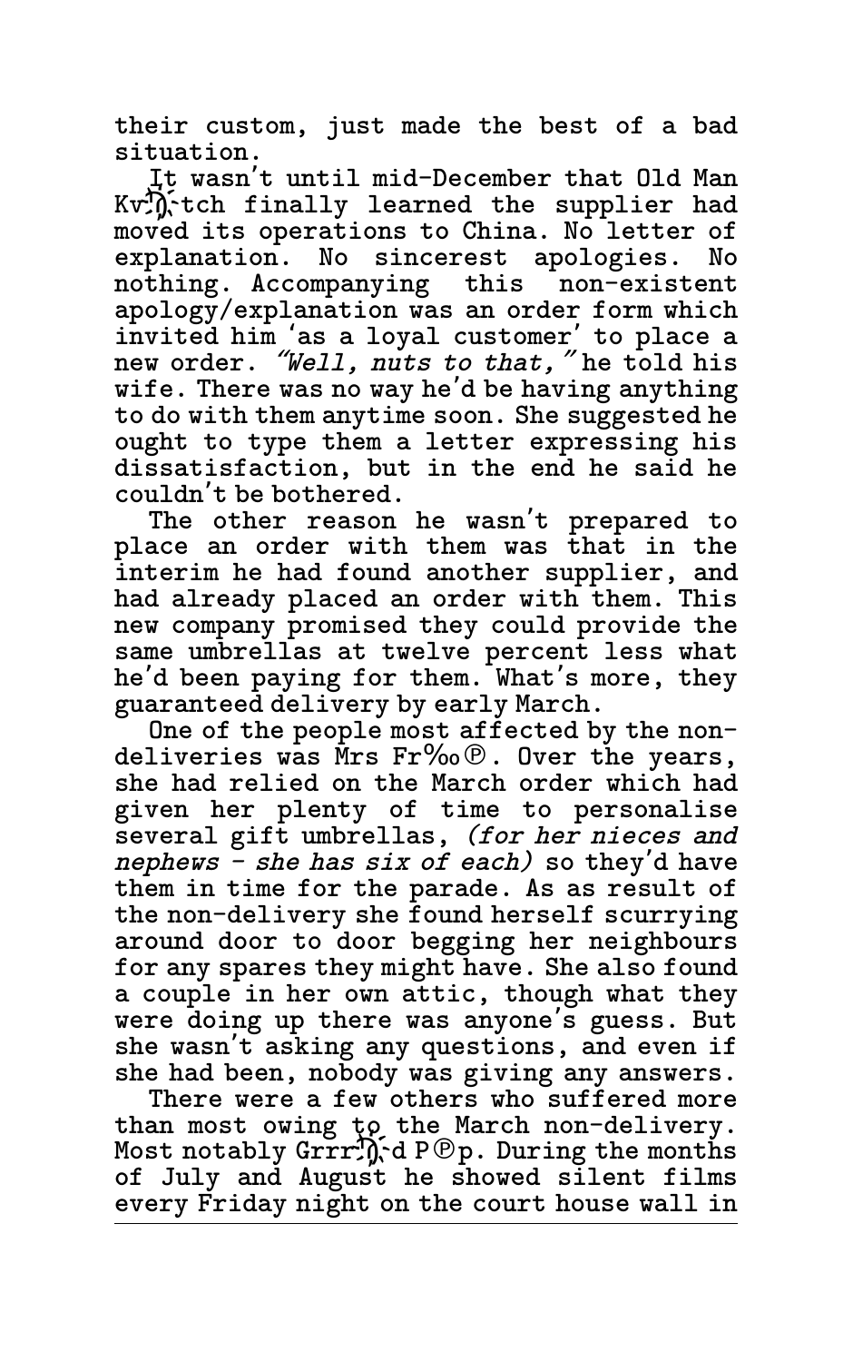their custom, just made the best of a bad situation.

It wasn't until mid-December that Old Man Kv꙰tch finally learned the supplier had moved its operations to China. No letter of explanation. No sincerest apologies. No nothing. Accompanying this non-existent apology/explanation was an order form which invited him 'as a loyal customer' to place a new order. *"Well, nuts to that,"* he told his wife. There was no way he'd be having anything to do with them anytime soon. She suggested he ought to type them a letter expressing his dissatisfaction, but in the end he said he couldn't be bothered.

The other reason he wasn't prepared to place an order with them was that in the interim he had found another supplier, and had already placed an order with them. This new company promised they could provide the same umbrellas at twelve percent less what he'd been paying for them. What's more, they guaranteed delivery by early March.

One of the people most affected by the non-deliveries was Mrs Fr‰℗. Over the years, she had relied on the March order which had given her plenty of time to personalise several gift umbrellas, *(for her nieces and nephews - she has six of each)* so they'd have them in time for the parade. As as result of the non-delivery she found herself scurrying around door to door begging her neighbours for any spares they might have. She also found a couple in her own attic, though what they were doing up there was anyone's guess. But she wasn't asking any questions, and even if she had been, nobody was giving any answers.

There were a few others who suffered more than most owing to the March non-delivery. Most notably Grrr꙰d P℗p. During the months of July and August he showed silent films every Friday night on the court house wall in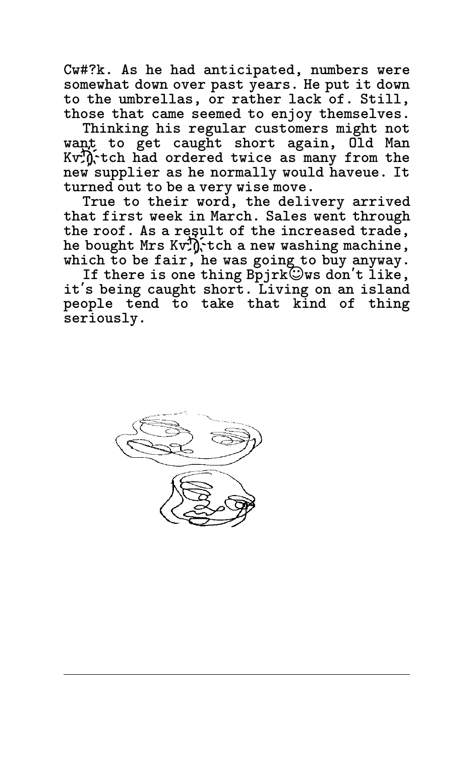Cw#?k. As he had anticipated, numbers were somewhat down over past years. He put it down to the umbrellas, or rather lack of. Still, those that came seemed to enjoy themselves.

Thinking his regular customers might not want to get caught short again, Old Man Kv?ŋ?tch had ordered twice as many from the new supplier as he normally would haveue. It turned out to be a very wise move.

True to their word, the delivery arrived that first week in March. Sales went through the roof. As a result of the increased trade, he bought Mrs Kv?ŋ?tch a new washing machine, which to be fair, he was going to buy anyway.

If there is one thing Bpjrk☺ws don't like, it's being caught short. Living on an island people tend to take that kind of thing seriously.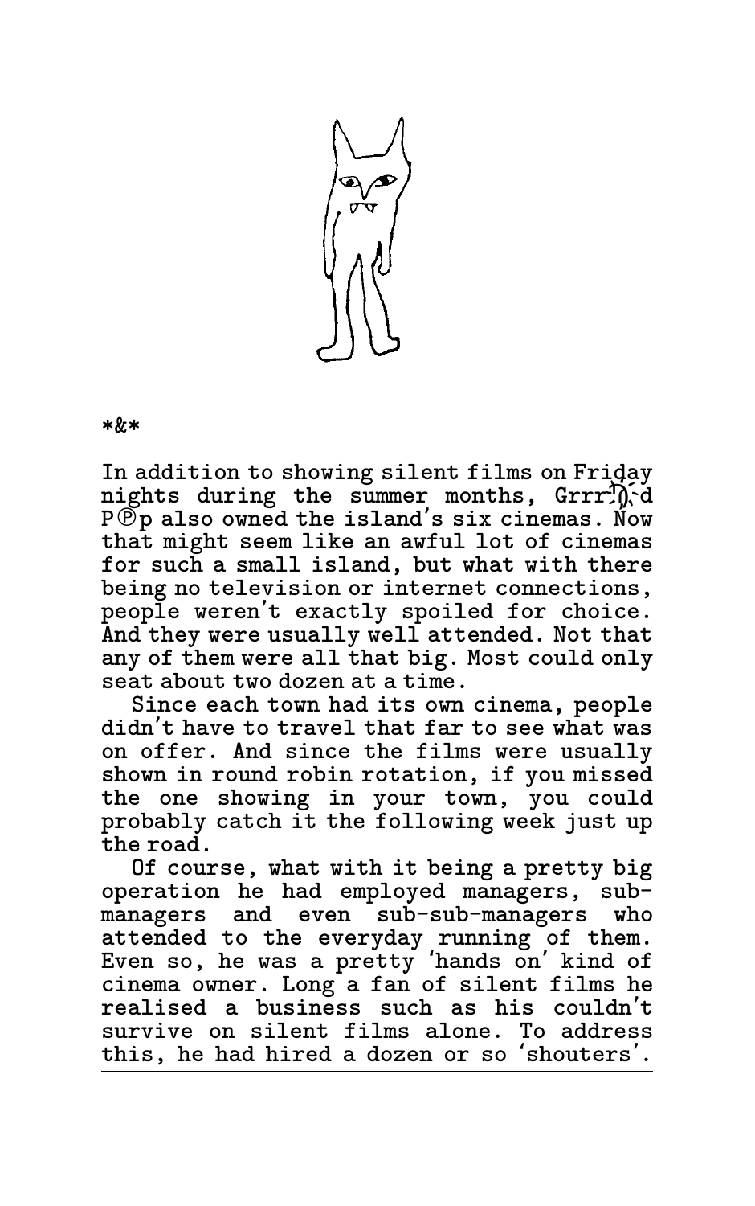*&*

In addition to showing silent films on Friday nights during the summer months, Grrr and P℗p also owned the island's six cinemas. Now that might seem like an awful lot of cinemas for such a small island, but what with there being no television or internet connections, people weren't exactly spoiled for choice. And they were usually well attended. Not that any of them were all that big. Most could only seat about two dozen at a time.

Since each town had its own cinema, people didn't have to travel that far to see what was on offer. And since the films were usually shown in round robin rotation, if you missed the one showing in your town, you could probably catch it the following week just up the road.

Of course, what with it being a pretty big operation he had employed managers, sub-managers and even sub-sub-managers who attended to the everyday running of them. Even so, he was a pretty 'hands on' kind of cinema owner. Long a fan of silent films he realised a business such as his couldn't survive on silent films alone. To address this, he had hired a dozen or so 'shouters'.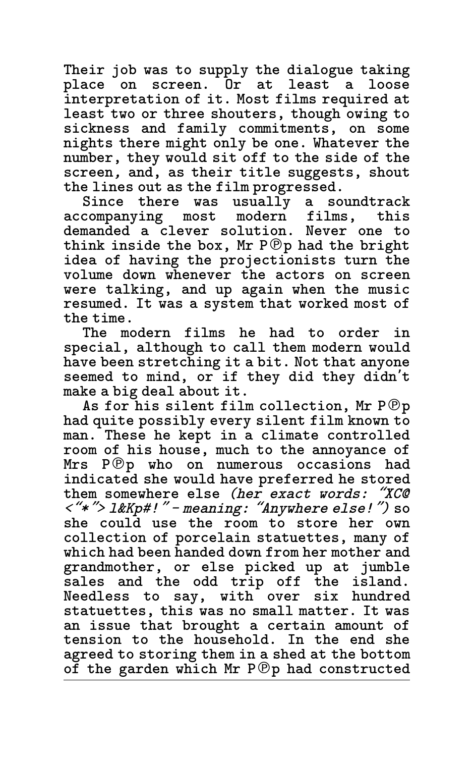Their job was to supply the dialogue taking place on screen. Or at least a loose interpretation of it. Most films required at least two or three shouters, though owing to sickness and family commitments, on some nights there might only be one. Whatever the number, they would sit off to the side of the screen, and, as their title suggests, shout the lines out as the film progressed.

Since there was usually a soundtrack accompanying most modern films, this demanded a clever solution. Never one to think inside the box, Mr P℗p had the bright idea of having the projectionists turn the volume down whenever the actors on screen were talking, and up again when the music resumed. It was a system that worked most of the time.

The modern films he had to order in special, although to call them modern would have been stretching it a bit. Not that anyone seemed to mind, or if they did they didn't make a big deal about it.

As for his silent film collection, Mr P℗p had quite possibly every silent film known to man. These he kept in a climate controlled room of his house, much to the annoyance of Mrs P℗p who on numerous occasions had indicated she would have preferred he stored them somewhere else *(her exact words: "XC@ <"*"> l&Kp#!" - meaning: "Anywhere else!")* so she could use the room to store her own collection of porcelain statuettes, many of which had been handed down from her mother and grandmother, or else picked up at jumble sales and the odd trip off the island. Needless to say, with over six hundred statuettes, this was no small matter. It was an issue that brought a certain amount of tension to the household. In the end she agreed to storing them in a shed at the bottom of the garden which Mr P℗p had constructed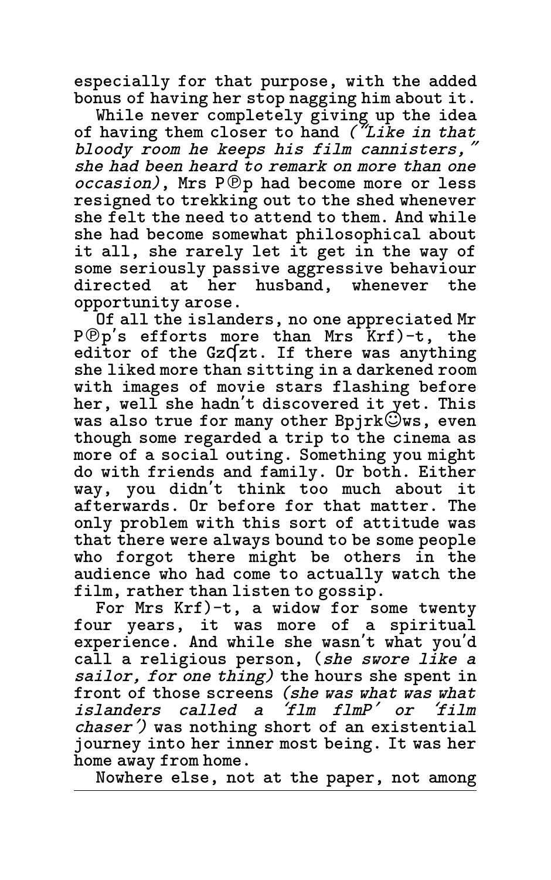especially for that purpose, with the added bonus of having her stop nagging him about it.

While never completely giving up the idea of having them closer to hand *("Like in that bloody room he keeps his film cannisters," she had been heard to remark on more than one occasion)*, Mrs P℗p had become more or less resigned to trekking out to the shed whenever she felt the need to attend to them. And while she had become somewhat philosophical about it all, she rarely let it get in the way of some seriously passive aggressive behaviour directed at her husband, whenever the opportunity arose.

Of all the islanders, no one appreciated Mr P℗p's efforts more than Mrs Krf)-t, the editor of the Gzɋzt. If there was anything she liked more than sitting in a darkened room with images of movie stars flashing before her, well she hadn't discovered it yet. This was also true for many other Bpjrk☺ws, even though some regarded a trip to the cinema as more of a social outing. Something you might do with friends and family. Or both. Either way, you didn't think too much about it afterwards. Or before for that matter. The only problem with this sort of attitude was that there were always bound to be some people who forgot there might be others in the audience who had come to actually watch the film, rather than listen to gossip.

For Mrs Krf)-t, a widow for some twenty four years, it was more of a spiritual experience. And while she wasn't what you'd call a religious person, (*she swore like a sailor, for one thing)* the hours she spent in front of those screens *(she was what was what islanders called a 'flm flmP' or 'film chaser')* was nothing short of an existential journey into her inner most being. It was her home away from home.

Nowhere else, not at the paper, not among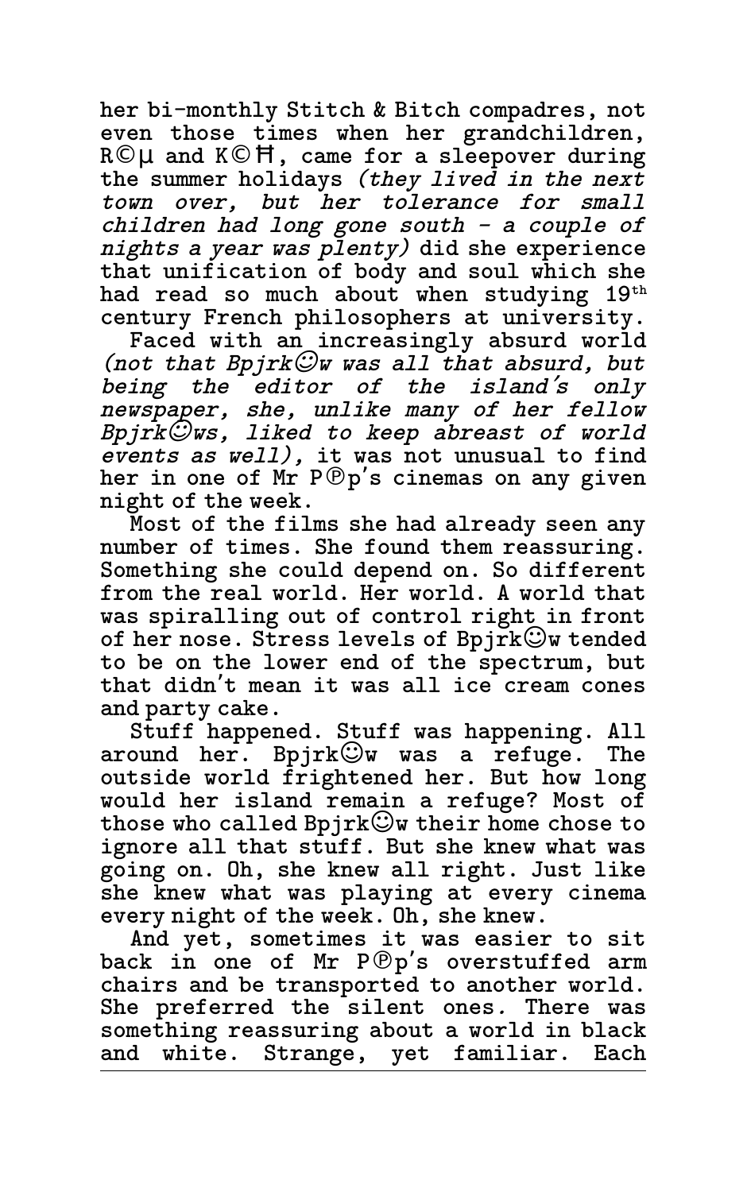her bi-monthly Stitch & Bitch compadres, not even those times when her grandchildren, R©µ and K©Ħ, came for a sleepover during the summer holidays *(they lived in the next town over, but her tolerance for small children had long gone south - a couple of nights a year was plenty)* did she experience that unification of body and soul which she had read so much about when studying 19th century French philosophers at university.

Faced with an increasingly absurd world *(not that Bpjrk☺w was all that absurd, but being the editor of the island's only newspaper, she, unlike many of her fellow Bpjrk☺ws, liked to keep abreast of world events as well)*, it was not unusual to find her in one of Mr P℗p's cinemas on any given night of the week.

Most of the films she had already seen any number of times. She found them reassuring. Something she could depend on. So different from the real world. Her world. A world that was spiralling out of control right in front of her nose. Stress levels of Bpjrk☺w tended to be on the lower end of the spectrum, but that didn't mean it was all ice cream cones and party cake.

Stuff happened. Stuff was happening. All around her. Bpjrk☺w was a refuge. The outside world frightened her. But how long would her island remain a refuge? Most of those who called Bpjrk☺w their home chose to ignore all that stuff. But she knew what was going on. Oh, she knew all right. Just like she knew what was playing at every cinema every night of the week. Oh, she knew.

And yet, sometimes it was easier to sit back in one of Mr P℗p's overstuffed arm chairs and be transported to another world. She preferred the silent ones. There was something reassuring about a world in black and white. Strange, yet familiar. Each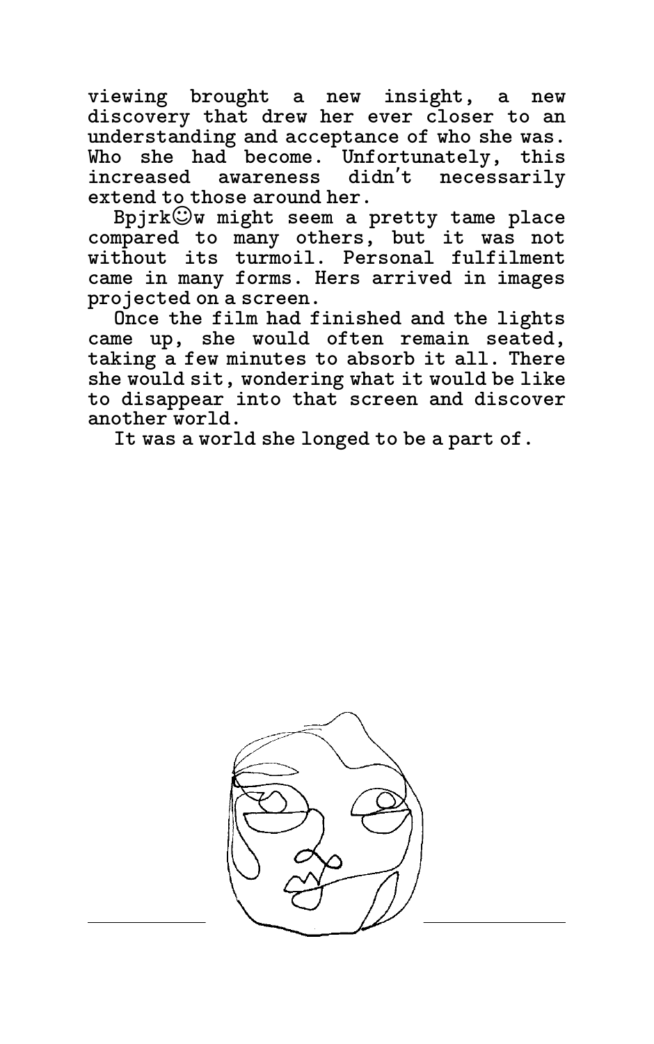viewing brought a new insight, a new discovery that drew her ever closer to an understanding and acceptance of who she was. Who she had become. Unfortunately, this increased awareness didn't necessarily extend to those around her.

Bpjrk☺w might seem a pretty tame place compared to many others, but it was not without its turmoil. Personal fulfilment came in many forms. Hers arrived in images projected on a screen.

Once the film had finished and the lights came up, she would often remain seated, taking a few minutes to absorb it all. There she would sit, wondering what it would be like to disappear into that screen and discover another world.

It was a world she longed to be a part of.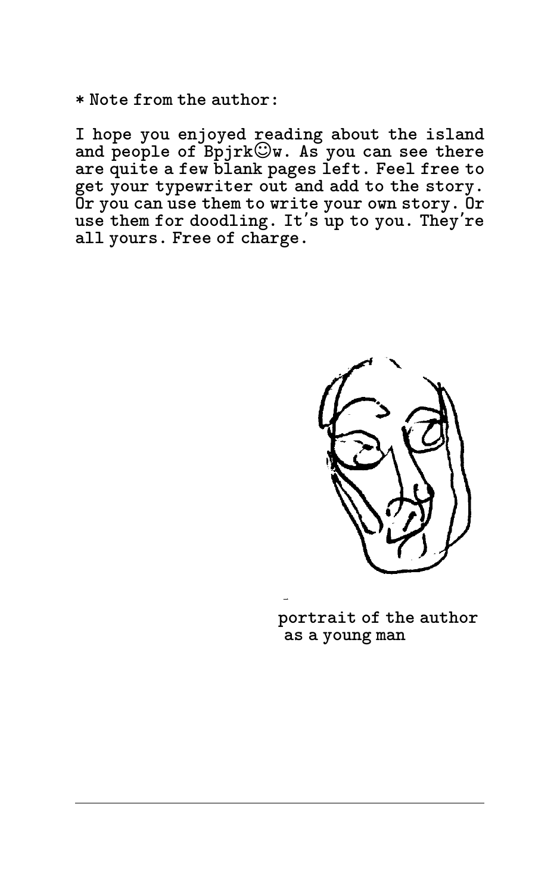* Note from the author:

I hope you enjoyed reading about the island and people of Bpjrk☺w. As you can see there are quite a few blank pages left. Feel free to get your typewriter out and add to the story. Or you can use them to write your own story. Or use them for doodling. It's up to you. They're all yours. Free of charge.

portrait of the author
as a young man